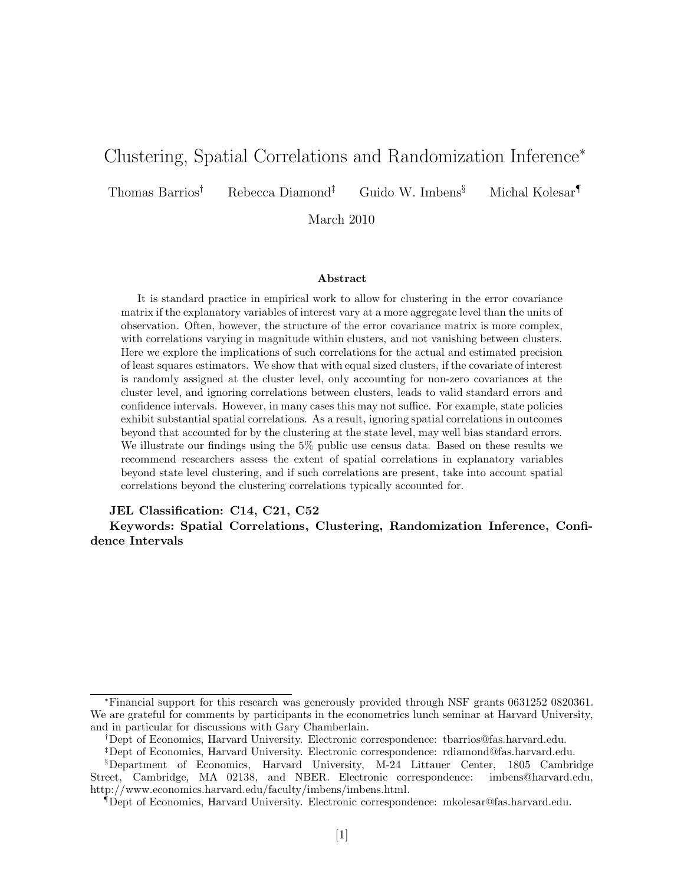# Clustering, Spatial Correlations and Randomization Inference*

Thomas Barrios[†] Rebecca Diamond[‡] Guido W. Imbens[§] Michal Kolesar[¶]

March 2010

### Abstract

It is standard practice in empirical work to allow for clustering in the error covariance matrix if the explanatory variables of interest vary at a more aggregate level than the units of observation. Often, however, the structure of the error covariance matrix is more complex, with correlations varying in magnitude within clusters, and not vanishing between clusters. Here we explore the implications of such correlations for the actual and estimated precision of least squares estimators. We show that with equal sized clusters, if the covariate of interest is randomly assigned at the cluster level, only accounting for non-zero covariances at the cluster level, and ignoring correlations between clusters, leads to valid standard errors and confidence intervals. However, in many cases this may not suffice. For example, state policies exhibit substantial spatial correlations. As a result, ignoring spatial correlations in outcomes beyond that accounted for by the clustering at the state level, may well bias standard errors. We illustrate our findings using the 5% public use census data. Based on these results we recommend researchers assess the extent of spatial correlations in explanatory variables beyond state level clustering, and if such correlations are present, take into account spatial correlations beyond the clustering correlations typically accounted for.

**JEL Classification: C14, C21, C52**

**Keywords: Spatial Correlations, Clustering, Randomization Inference, Confidence Intervals**

---

*Financial support for this research was generously provided through NSF grants 0631252 0820361. We are grateful for comments by participants in the econometrics lunch seminar at Harvard University, and in particular for discussions with Gary Chamberlain.

[†]Dept of Economics, Harvard University. Electronic correspondence: tbarrios@fas.harvard.edu.

[‡]Dept of Economics, Harvard University. Electronic correspondence: rdiamond@fas.harvard.edu.

[§]Department of Economics, Harvard University, M-24 Littauer Center, 1805 Cambridge Street, Cambridge, MA 02138, and NBER. Electronic correspondence: imbens@harvard.edu, http://www.economics.harvard.edu/faculty/imbens/imbens.html.

[¶]Dept of Economics, Harvard University. Electronic correspondence: mkolesar@fas.harvard.edu.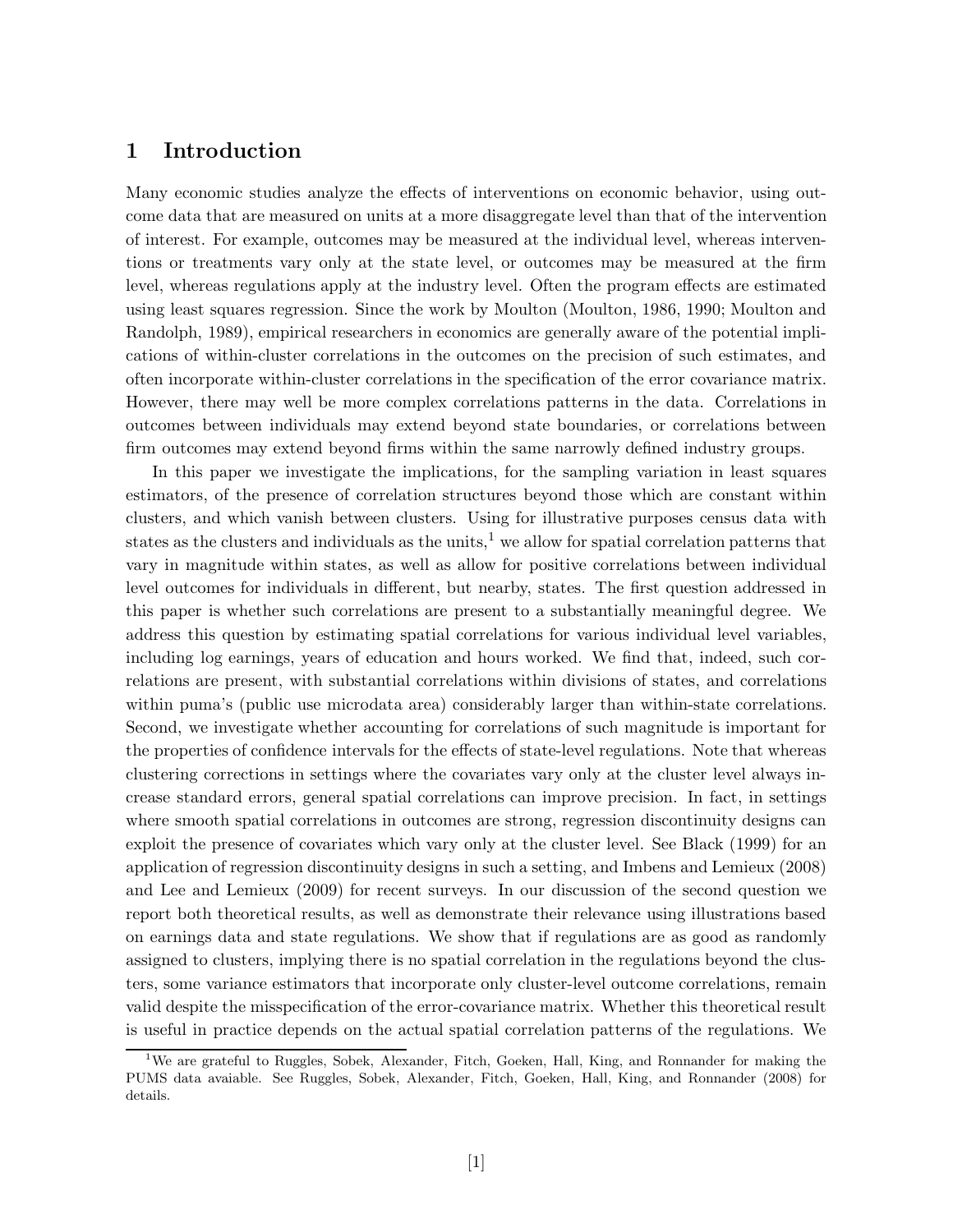## 1 Introduction

Many economic studies analyze the effects of interventions on economic behavior, using outcome data that are measured on units at a more disaggregate level than that of the intervention of interest. For example, outcomes may be measured at the individual level, whereas interventions or treatments vary only at the state level, or outcomes may be measured at the firm level, whereas regulations apply at the industry level. Often the program effects are estimated using least squares regression. Since the work by Moulton (Moulton, 1986, 1990; Moulton and Randolph, 1989), empirical researchers in economics are generally aware of the potential implications of within-cluster correlations in the outcomes on the precision of such estimates, and often incorporate within-cluster correlations in the specification of the error covariance matrix. However, there may well be more complex correlations patterns in the data. Correlations in outcomes between individuals may extend beyond state boundaries, or correlations between firm outcomes may extend beyond firms within the same narrowly defined industry groups.

In this paper we investigate the implications, for the sampling variation in least squares estimators, of the presence of correlation structures beyond those which are constant within clusters, and which vanish between clusters. Using for illustrative purposes census data with states as the clusters and individuals as the units,[1] we allow for spatial correlation patterns that vary in magnitude within states, as well as allow for positive correlations between individual level outcomes for individuals in different, but nearby, states. The first question addressed in this paper is whether such correlations are present to a substantially meaningful degree. We address this question by estimating spatial correlations for various individual level variables, including log earnings, years of education and hours worked. We find that, indeed, such correlations are present, with substantial correlations within divisions of states, and correlations within puma's (public use microdata area) considerably larger than within-state correlations. Second, we investigate whether accounting for correlations of such magnitude is important for the properties of confidence intervals for the effects of state-level regulations. Note that whereas clustering corrections in settings where the covariates vary only at the cluster level always increase standard errors, general spatial correlations can improve precision. In fact, in settings where smooth spatial correlations in outcomes are strong, regression discontinuity designs can exploit the presence of covariates which vary only at the cluster level. See Black (1999) for an application of regression discontinuity designs in such a setting, and Imbens and Lemieux (2008) and Lee and Lemieux (2009) for recent surveys. In our discussion of the second question we report both theoretical results, as well as demonstrate their relevance using illustrations based on earnings data and state regulations. We show that if regulations are as good as randomly assigned to clusters, implying there is no spatial correlation in the regulations beyond the clusters, some variance estimators that incorporate only cluster-level outcome correlations, remain valid despite the misspecification of the error-covariance matrix. Whether this theoretical result is useful in practice depends on the actual spatial correlation patterns of the regulations. We

[1] We are grateful to Ruggles, Sobek, Alexander, Fitch, Goeken, Hall, King, and Ronnander for making the PUMS data avaiable. See Ruggles, Sobek, Alexander, Fitch, Goeken, Hall, King, and Ronnander (2008) for details.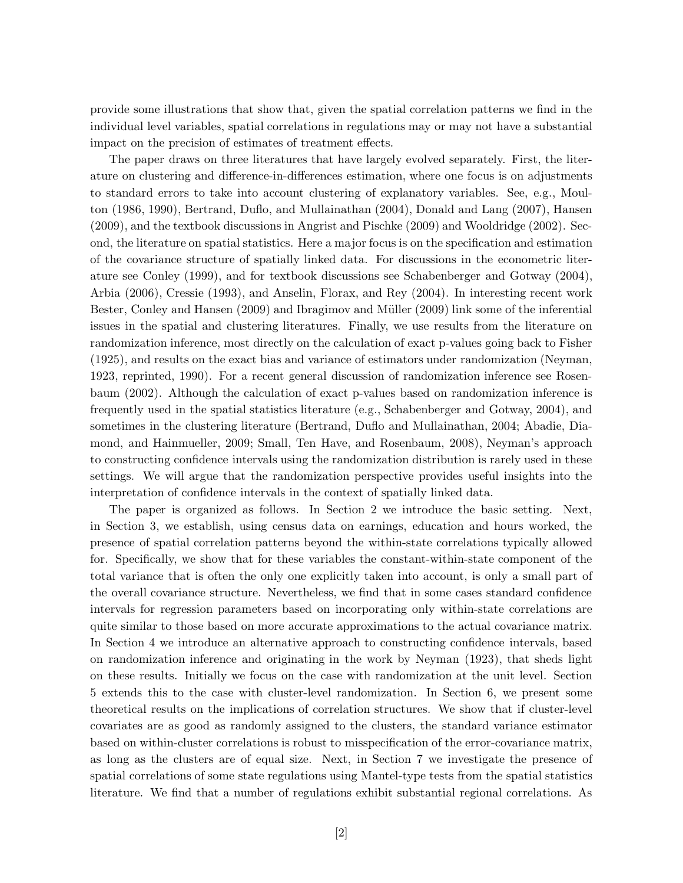provide some illustrations that show that, given the spatial correlation patterns we find in the individual level variables, spatial correlations in regulations may or may not have a substantial impact on the precision of estimates of treatment effects.

The paper draws on three literatures that have largely evolved separately. First, the literature on clustering and difference-in-differences estimation, where one focus is on adjustments to standard errors to take into account clustering of explanatory variables. See, e.g., Moulton (1986, 1990), Bertrand, Duflo, and Mullainathan (2004), Donald and Lang (2007), Hansen (2009), and the textbook discussions in Angrist and Pischke (2009) and Wooldridge (2002). Second, the literature on spatial statistics. Here a major focus is on the specification and estimation of the covariance structure of spatially linked data. For discussions in the econometric literature see Conley (1999), and for textbook discussions see Schabenberger and Gotway (2004), Arbia (2006), Cressie (1993), and Anselin, Florax, and Rey (2004). In interesting recent work Bester, Conley and Hansen (2009) and Ibragimov and Müller (2009) link some of the inferential issues in the spatial and clustering literatures. Finally, we use results from the literature on randomization inference, most directly on the calculation of exact p-values going back to Fisher (1925), and results on the exact bias and variance of estimators under randomization (Neyman, 1923, reprinted, 1990). For a recent general discussion of randomization inference see Rosenbaum (2002). Although the calculation of exact p-values based on randomization inference is frequently used in the spatial statistics literature (e.g., Schabenberger and Gotway, 2004), and sometimes in the clustering literature (Bertrand, Duflo and Mullainathan, 2004; Abadie, Diamond, and Hainmueller, 2009; Small, Ten Have, and Rosenbaum, 2008), Neyman's approach to constructing confidence intervals using the randomization distribution is rarely used in these settings. We will argue that the randomization perspective provides useful insights into the interpretation of confidence intervals in the context of spatially linked data.

The paper is organized as follows. In Section 2 we introduce the basic setting. Next, in Section 3, we establish, using census data on earnings, education and hours worked, the presence of spatial correlation patterns beyond the within-state correlations typically allowed for. Specifically, we show that for these variables the constant-within-state component of the total variance that is often the only one explicitly taken into account, is only a small part of the overall covariance structure. Nevertheless, we find that in some cases standard confidence intervals for regression parameters based on incorporating only within-state correlations are quite similar to those based on more accurate approximations to the actual covariance matrix. In Section 4 we introduce an alternative approach to constructing confidence intervals, based on randomization inference and originating in the work by Neyman (1923), that sheds light on these results. Initially we focus on the case with randomization at the unit level. Section 5 extends this to the case with cluster-level randomization. In Section 6, we present some theoretical results on the implications of correlation structures. We show that if cluster-level covariates are as good as randomly assigned to the clusters, the standard variance estimator based on within-cluster correlations is robust to misspecification of the error-covariance matrix, as long as the clusters are of equal size. Next, in Section 7 we investigate the presence of spatial correlations of some state regulations using Mantel-type tests from the spatial statistics literature. We find that a number of regulations exhibit substantial regional correlations. As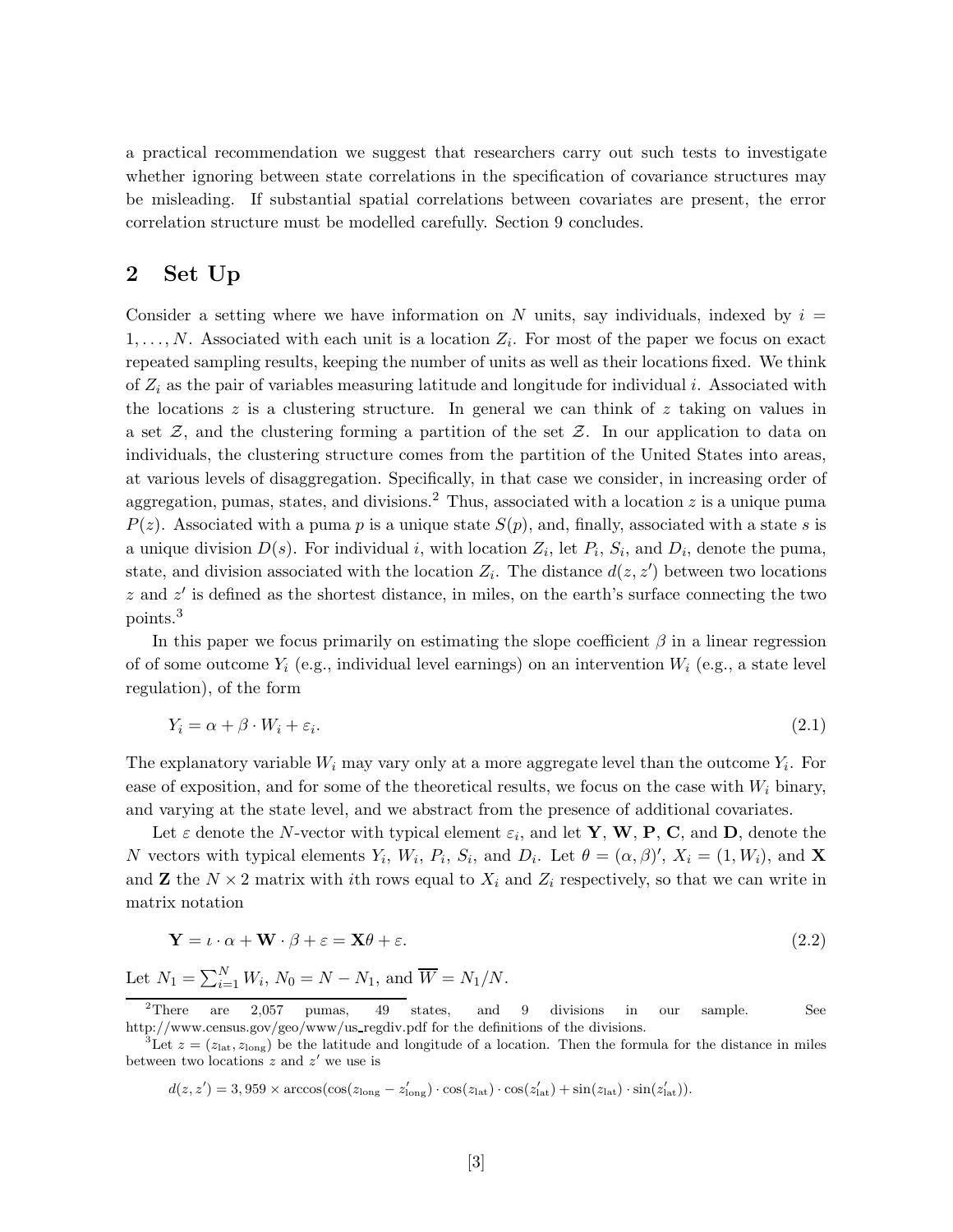a practical recommendation we suggest that researchers carry out such tests to investigate whether ignoring between state correlations in the specification of covariance structures may be misleading. If substantial spatial correlations between covariates are present, the error correlation structure must be modelled carefully. Section 9 concludes.

## 2 Set Up

Consider a setting where we have information on $N$ units, say individuals, indexed by $i = 1, \ldots, N$. Associated with each unit is a location $Z_i$. For most of the paper we focus on exact repeated sampling results, keeping the number of units as well as their locations fixed. We think of $Z_i$ as the pair of variables measuring latitude and longitude for individual $i$. Associated with the locations $z$ is a clustering structure. In general we can think of $z$ taking on values in a set $\mathcal{Z}$, and the clustering forming a partition of the set $\mathcal{Z}$. In our application to data on individuals, the clustering structure comes from the partition of the United States into areas, at various levels of disaggregation. Specifically, in that case we consider, in increasing order of aggregation, pumas, states, and divisions.[2] Thus, associated with a location $z$ is a unique puma $P(z)$. Associated with a puma $p$ is a unique state $S(p)$, and, finally, associated with a state $s$ is a unique division $D(s)$. For individual $i$, with location $Z_i$, let $P_i$, $S_i$, and $D_i$, denote the puma, state, and division associated with the location $Z_i$. The distance $d(z, z')$ between two locations $z$ and $z'$ is defined as the shortest distance, in miles, on the earth's surface connecting the two points.[3]

In this paper we focus primarily on estimating the slope coefficient $\beta$ in a linear regression of of some outcome $Y_i$ (e.g., individual level earnings) on an intervention $W_i$ (e.g., a state level regulation), of the form

$$Y_i = \alpha + \beta \cdot W_i + \varepsilon_i. \tag{2.1}$$

The explanatory variable $W_i$ may vary only at a more aggregate level than the outcome $Y_i$. For ease of exposition, and for some of the theoretical results, we focus on the case with $W_i$ binary, and varying at the state level, and we abstract from the presence of additional covariates.

Let $\varepsilon$ denote the $N$-vector with typical element $\varepsilon_i$, and let $\mathbf{Y}$, $\mathbf{W}$, $\mathbf{P}$, $\mathbf{C}$, and $\mathbf{D}$, denote the $N$ vectors with typical elements $Y_i$, $W_i$, $P_i$, $S_i$, and $D_i$. Let $\theta = (\alpha, \beta)'$, $X_i = (1, W_i)$, and $\mathbf{X}$ and $\mathbf{Z}$ the $N \times 2$ matrix with $i$th rows equal to $X_i$ and $Z_i$ respectively, so that we can write in matrix notation

$$\mathbf{Y} = \iota \cdot \alpha + \mathbf{W} \cdot \beta + \varepsilon = \mathbf{X}\theta + \varepsilon. \tag{2.2}$$

Let $N_1 = \sum_{i=1}^{N} W_i$, $N_0 = N - N_1$, and $\overline{W} = N_1/N$.

---

[2] There are 2,057 pumas, 49 states, and 9 divisions in our sample. See http://www.census.gov/geo/www/us_regdiv.pdf for the definitions of the divisions.

[3] Let $z = (z_{\text{lat}}, z_{\text{long}})$ be the latitude and longitude of a location. Then the formula for the distance in miles between two locations $z$ and $z'$ we use is

$$d(z, z') = 3,959 \times \arccos(\cos(z_{\text{long}} - z'_{\text{long}}) \cdot \cos(z_{\text{lat}}) \cdot \cos(z'_{\text{lat}}) + \sin(z_{\text{lat}}) \cdot \sin(z'_{\text{lat}})).$$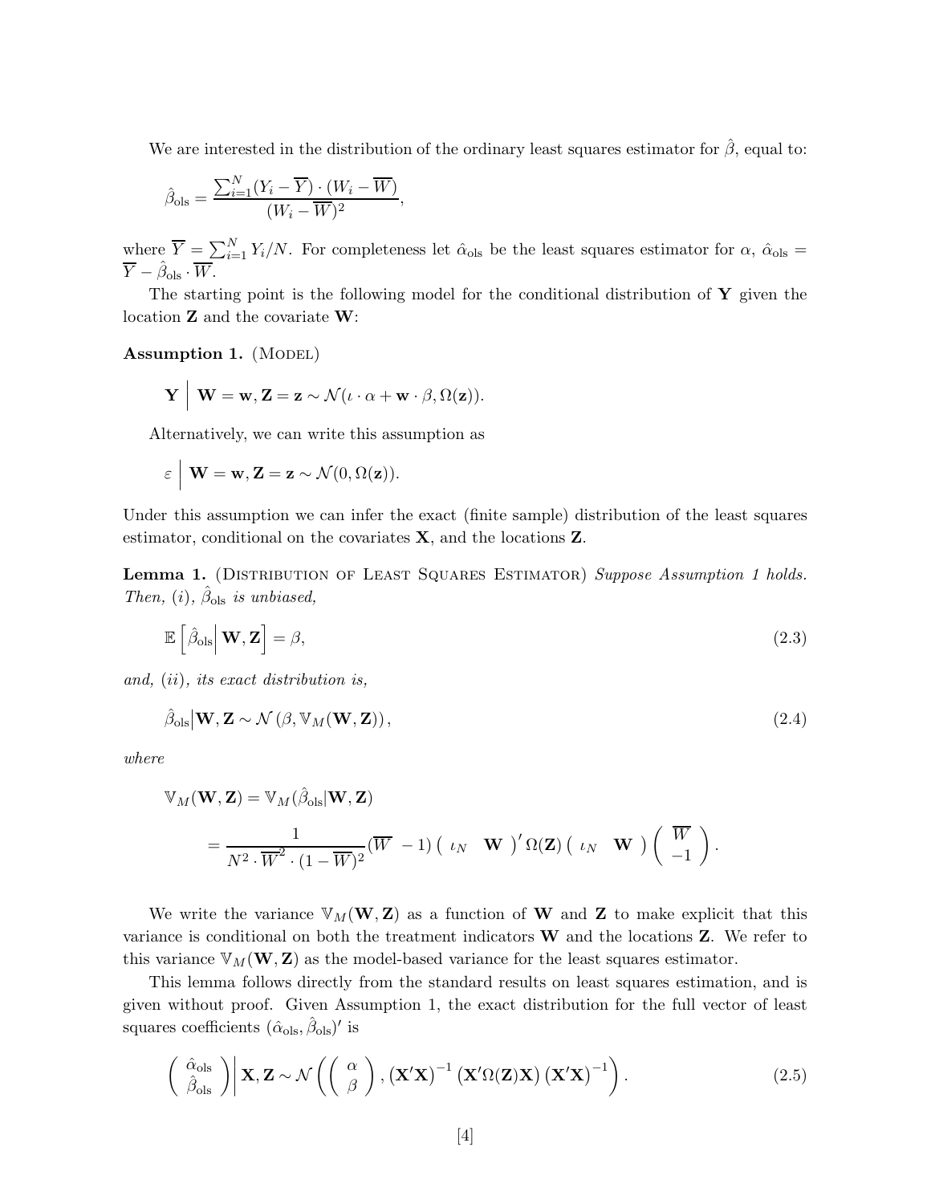We are interested in the distribution of the ordinary least squares estimator for $\hat{\beta}$, equal to:

$$\hat{\beta}_{\text{ols}} = \frac{\sum_{i=1}^{N}(Y_i - \overline{Y}) \cdot (W_i - \overline{W})}{(W_i - \overline{W})^2},$$

where $\overline{Y} = \sum_{i=1}^{N} Y_i/N$. For completeness let $\hat{\alpha}_{\text{ols}}$ be the least squares estimator for $\alpha$, $\hat{\alpha}_{\text{ols}} = \overline{Y} - \hat{\beta}_{\text{ols}} \cdot \overline{W}$.

The starting point is the following model for the conditional distribution of $\mathbf{Y}$ given the location $\mathbf{Z}$ and the covariate $\mathbf{W}$:

**Assumption 1.** (Model)

$$\mathbf{Y} \Big| \ \mathbf{W} = \mathbf{w}, \mathbf{Z} = \mathbf{z} \sim \mathcal{N}(\iota \cdot \alpha + \mathbf{w} \cdot \beta, \Omega(\mathbf{z})).$$

Alternatively, we can write this assumption as

$$\varepsilon \Big| \ \mathbf{W} = \mathbf{w}, \mathbf{Z} = \mathbf{z} \sim \mathcal{N}(0, \Omega(\mathbf{z})).$$

Under this assumption we can infer the exact (finite sample) distribution of the least squares estimator, conditional on the covariates $\mathbf{X}$, and the locations $\mathbf{Z}$.

**Lemma 1.** (Distribution of Least Squares Estimator) *Suppose Assumption 1 holds. Then, (i), $\hat{\beta}_{\text{ols}}$ is unbiased,*

$$\mathbb{E}\left[\hat{\beta}_{\text{ols}} \Big| \mathbf{W}, \mathbf{Z}\right] = \beta, \tag{2.3}$$

*and, (ii), its exact distribution is,*

$$\hat{\beta}_{\text{ols}} \big| \mathbf{W}, \mathbf{Z} \sim \mathcal{N}\left(\beta, \mathbb{V}_M(\mathbf{W}, \mathbf{Z})\right), \tag{2.4}$$

*where*

$$\mathbb{V}_M(\mathbf{W}, \mathbf{Z}) = \mathbb{V}_M(\hat{\beta}_{\text{ols}} | \mathbf{W}, \mathbf{Z})$$

$$= \frac{1}{N^2 \cdot \overline{W}^2 \cdot (1 - \overline{W})^2} (\overline{W} \ \ -1) \begin{pmatrix} \iota_N & \mathbf{W} \end{pmatrix}' \Omega(\mathbf{Z}) \begin{pmatrix} \iota_N & \mathbf{W} \end{pmatrix} \begin{pmatrix} \overline{W} \\ -1 \end{pmatrix}.$$

We write the variance $\mathbb{V}_M(\mathbf{W}, \mathbf{Z})$ as a function of $\mathbf{W}$ and $\mathbf{Z}$ to make explicit that this variance is conditional on both the treatment indicators $\mathbf{W}$ and the locations $\mathbf{Z}$. We refer to this variance $\mathbb{V}_M(\mathbf{W}, \mathbf{Z})$ as the model-based variance for the least squares estimator.

This lemma follows directly from the standard results on least squares estimation, and is given without proof. Given Assumption 1, the exact distribution for the full vector of least squares coefficients $(\hat{\alpha}_{\text{ols}}, \hat{\beta}_{\text{ols}})'$ is

$$\begin{pmatrix} \hat{\alpha}_{\text{ols}} \\ \hat{\beta}_{\text{ols}} \end{pmatrix} \Bigg| \mathbf{X}, \mathbf{Z} \sim \mathcal{N}\left( \begin{pmatrix} \alpha \\ \beta \end{pmatrix}, \left(\mathbf{X}'\mathbf{X}\right)^{-1} \left(\mathbf{X}'\Omega(\mathbf{Z})\mathbf{X}\right) \left(\mathbf{X}'\mathbf{X}\right)^{-1} \right). \tag{2.5}$$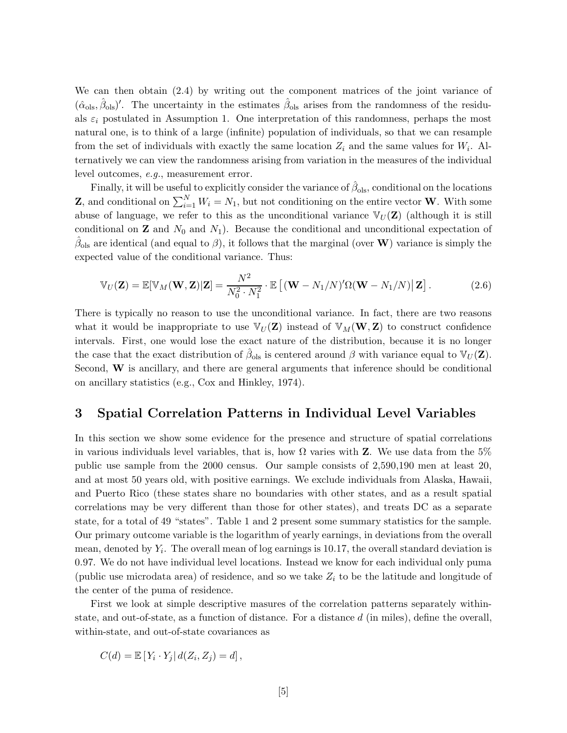We can then obtain (2.4) by writing out the component matrices of the joint variance of $(\hat{\alpha}_{\text{ols}}, \hat{\beta}_{\text{ols}})'$. The uncertainty in the estimates $\hat{\beta}_{\text{ols}}$ arises from the randomness of the residuals $\varepsilon_i$ postulated in Assumption 1. One interpretation of this randomness, perhaps the most natural one, is to think of a large (infinite) population of individuals, so that we can resample from the set of individuals with exactly the same location $Z_i$ and the same values for $W_i$. Alternatively we can view the randomness arising from variation in the measures of the individual level outcomes, *e.g.*, measurement error.

Finally, it will be useful to explicitly consider the variance of $\hat{\beta}_{\text{ols}}$, conditional on the locations $\mathbf{Z}$, and conditional on $\sum_{i=1}^{N} W_i = N_1$, but not conditioning on the entire vector $\mathbf{W}$. With some abuse of language, we refer to this as the unconditional variance $\mathbb{V}_U(\mathbf{Z})$ (although it is still conditional on $\mathbf{Z}$ and $N_0$ and $N_1$). Because the conditional and unconditional expectation of $\hat{\beta}_{\text{ols}}$ are identical (and equal to $\beta$), it follows that the marginal (over $\mathbf{W}$) variance is simply the expected value of the conditional variance. Thus:

$$\mathbb{V}_U(\mathbf{Z}) = \mathbb{E}[\mathbb{V}_M(\mathbf{W}, \mathbf{Z})|\mathbf{Z}] = \frac{N^2}{N_0^2 \cdot N_1^2} \cdot \mathbb{E}\left[ (\mathbf{W} - N_1/N)'\Omega(\mathbf{W} - N_1/N) \middle| \mathbf{Z} \right]. \tag{2.6}$$

There is typically no reason to use the unconditional variance. In fact, there are two reasons what it would be inappropriate to use $\mathbb{V}_U(\mathbf{Z})$ instead of $\mathbb{V}_M(\mathbf{W}, \mathbf{Z})$ to construct confidence intervals. First, one would lose the exact nature of the distribution, because it is no longer the case that the exact distribution of $\hat{\beta}_{\text{ols}}$ is centered around $\beta$ with variance equal to $\mathbb{V}_U(\mathbf{Z})$. Second, $\mathbf{W}$ is ancillary, and there are general arguments that inference should be conditional on ancillary statistics (e.g., Cox and Hinkley, 1974).

# 3 Spatial Correlation Patterns in Individual Level Variables

In this section we show some evidence for the presence and structure of spatial correlations in various individuals level variables, that is, how $\Omega$ varies with $\mathbf{Z}$. We use data from the 5% public use sample from the 2000 census. Our sample consists of 2,590,190 men at least 20, and at most 50 years old, with positive earnings. We exclude individuals from Alaska, Hawaii, and Puerto Rico (these states share no boundaries with other states, and as a result spatial correlations may be very different than those for other states), and treats DC as a separate state, for a total of 49 "states". Table 1 and 2 present some summary statistics for the sample. Our primary outcome variable is the logarithm of yearly earnings, in deviations from the overall mean, denoted by $Y_i$. The overall mean of log earnings is 10.17, the overall standard deviation is 0.97. We do not have individual level locations. Instead we know for each individual only puma (public use microdata area) of residence, and so we take $Z_i$ to be the latitude and longitude of the center of the puma of residence.

First we look at simple descriptive masures of the correlation patterns separately within-state, and out-of-state, as a function of distance. For a distance $d$ (in miles), define the overall, within-state, and out-of-state covariances as

$$C(d) = \mathbb{E}\left[ Y_i \cdot Y_j \middle| d(Z_i, Z_j) = d \right],$$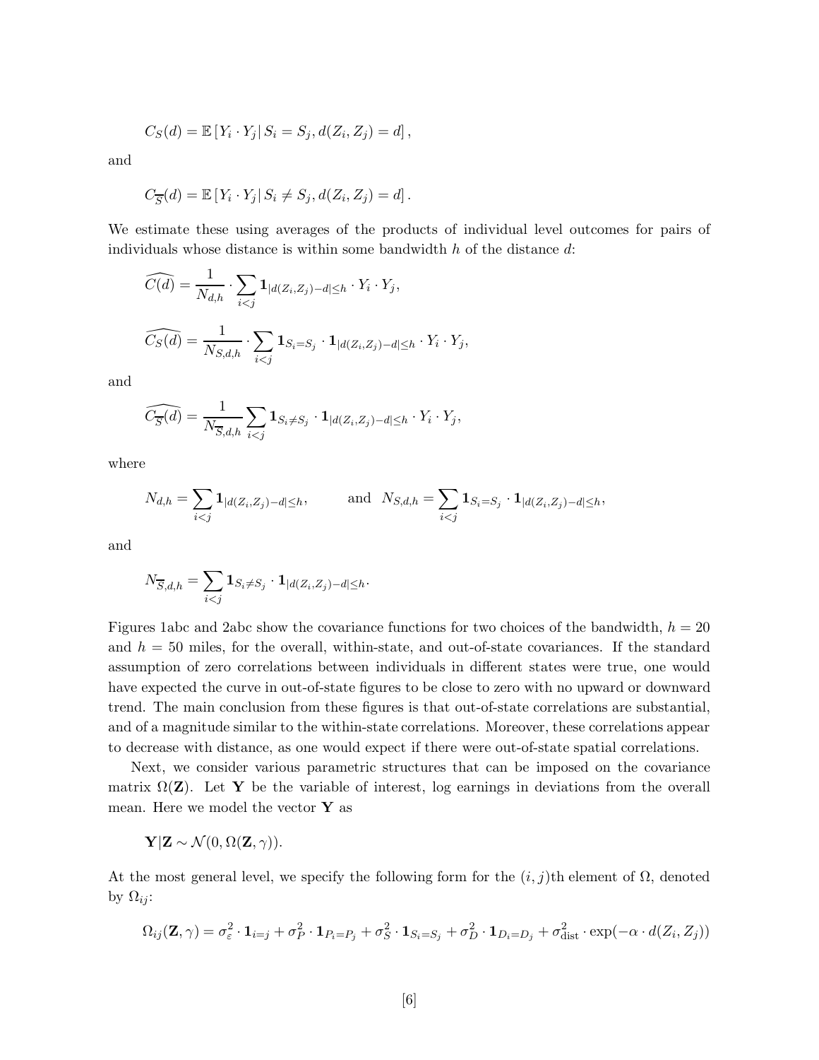$$C_S(d) = \mathbb{E}\left[ Y_i \cdot Y_j \right| S_i = S_j, d(Z_i, Z_j) = d \right],$$

and

$$C_{\overline{S}}(d) = \mathbb{E}\left[ Y_i \cdot Y_j \right| S_i \neq S_j, d(Z_i, Z_j) = d \right].$$

We estimate these using averages of the products of individual level outcomes for pairs of individuals whose distance is within some bandwidth $h$ of the distance $d$:

$$\widehat{C(d)} = \frac{1}{N_{d,h}} \cdot \sum_{i<j} \mathbf{1}_{|d(Z_i,Z_j)-d|\leq h} \cdot Y_i \cdot Y_j,$$

$$\widehat{C_S(d)} = \frac{1}{N_{S,d,h}} \cdot \sum_{i<j} \mathbf{1}_{S_i=S_j} \cdot \mathbf{1}_{|d(Z_i,Z_j)-d|\leq h} \cdot Y_i \cdot Y_j,$$

and

$$\widehat{C_{\overline{S}}(d)} = \frac{1}{N_{\overline{S},d,h}} \sum_{i<j} \mathbf{1}_{S_i\neq S_j} \cdot \mathbf{1}_{|d(Z_i,Z_j)-d|\leq h} \cdot Y_i \cdot Y_j,$$

where

$$N_{d,h} = \sum_{i<j} \mathbf{1}_{|d(Z_i,Z_j)-d|\leq h}, \qquad \text{and} \quad N_{S,d,h} = \sum_{i<j} \mathbf{1}_{S_i=S_j} \cdot \mathbf{1}_{|d(Z_i,Z_j)-d|\leq h},$$

and

$$N_{\overline{S},d,h} = \sum_{i<j} \mathbf{1}_{S_i\neq S_j} \cdot \mathbf{1}_{|d(Z_i,Z_j)-d|\leq h}.$$

Figures 1abc and 2abc show the covariance functions for two choices of the bandwidth, $h = 20$ and $h = 50$ miles, for the overall, within-state, and out-of-state covariances. If the standard assumption of zero correlations between individuals in different states were true, one would have expected the curve in out-of-state figures to be close to zero with no upward or downward trend. The main conclusion from these figures is that out-of-state correlations are substantial, and of a magnitude similar to the within-state correlations. Moreover, these correlations appear to decrease with distance, as one would expect if there were out-of-state spatial correlations.

Next, we consider various parametric structures that can be imposed on the covariance matrix $\Omega(\mathbf{Z})$. Let $\mathbf{Y}$ be the variable of interest, log earnings in deviations from the overall mean. Here we model the vector $\mathbf{Y}$ as

$$\mathbf{Y}|\mathbf{Z} \sim \mathcal{N}(0, \Omega(\mathbf{Z}, \gamma)).$$

At the most general level, we specify the following form for the $(i, j)$th element of $\Omega$, denoted by $\Omega_{ij}$:

$$\Omega_{ij}(\mathbf{Z}, \gamma) = \sigma_\varepsilon^2 \cdot \mathbf{1}_{i=j} + \sigma_P^2 \cdot \mathbf{1}_{P_i=P_j} + \sigma_S^2 \cdot \mathbf{1}_{S_i=S_j} + \sigma_D^2 \cdot \mathbf{1}_{D_i=D_j} + \sigma_{\text{dist}}^2 \cdot \exp(-\alpha \cdot d(Z_i, Z_j))$$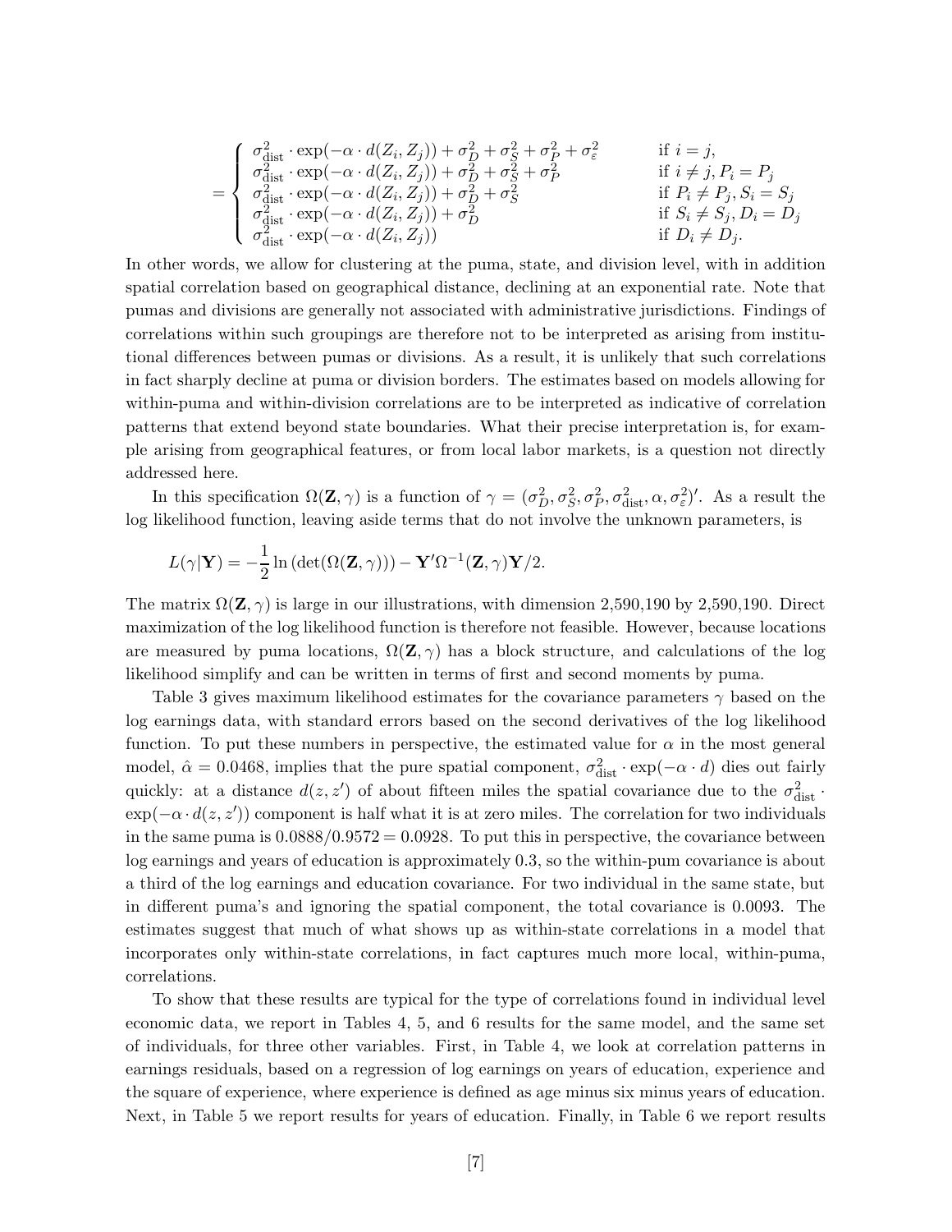$$
= \begin{cases} \sigma^2_{\text{dist}} \cdot \exp(-\alpha \cdot d(Z_i, Z_j)) + \sigma^2_D + \sigma^2_S + \sigma^2_P + \sigma^2_\varepsilon & \text{if } i = j, \\ \sigma^2_{\text{dist}} \cdot \exp(-\alpha \cdot d(Z_i, Z_j)) + \sigma^2_D + \sigma^2_S + \sigma^2_P & \text{if } i \neq j, P_i = P_j \\ \sigma^2_{\text{dist}} \cdot \exp(-\alpha \cdot d(Z_i, Z_j)) + \sigma^2_D + \sigma^2_S & \text{if } P_i \neq P_j, S_i = S_j \\ \sigma^2_{\text{dist}} \cdot \exp(-\alpha \cdot d(Z_i, Z_j)) + \sigma^2_D & \text{if } S_i \neq S_j, D_i = D_j \\ \sigma^2_{\text{dist}} \cdot \exp(-\alpha \cdot d(Z_i, Z_j)) & \text{if } D_i \neq D_j. \end{cases}
$$

In other words, we allow for clustering at the puma, state, and division level, with in addition spatial correlation based on geographical distance, declining at an exponential rate. Note that pumas and divisions are generally not associated with administrative jurisdictions. Findings of correlations within such groupings are therefore not to be interpreted as arising from institutional differences between pumas or divisions. As a result, it is unlikely that such correlations in fact sharply decline at puma or division borders. The estimates based on models allowing for within-puma and within-division correlations are to be interpreted as indicative of correlation patterns that extend beyond state boundaries. What their precise interpretation is, for example arising from geographical features, or from local labor markets, is a question not directly addressed here.

In this specification $\Omega(\mathbf{Z}, \gamma)$ is a function of $\gamma = (\sigma^2_D, \sigma^2_S, \sigma^2_P, \sigma^2_{\text{dist}}, \alpha, \sigma^2_\varepsilon)'$. As a result the log likelihood function, leaving aside terms that do not involve the unknown parameters, is

$$
L(\gamma|\mathbf{Y}) = -\frac{1}{2} \ln\left(\det(\Omega(\mathbf{Z}, \gamma))\right) - \mathbf{Y}'\Omega^{-1}(\mathbf{Z}, \gamma)\mathbf{Y}/2.
$$

The matrix $\Omega(\mathbf{Z}, \gamma)$ is large in our illustrations, with dimension 2,590,190 by 2,590,190. Direct maximization of the log likelihood function is therefore not feasible. However, because locations are measured by puma locations, $\Omega(\mathbf{Z}, \gamma)$ has a block structure, and calculations of the log likelihood simplify and can be written in terms of first and second moments by puma.

Table 3 gives maximum likelihood estimates for the covariance parameters $\gamma$ based on the log earnings data, with standard errors based on the second derivatives of the log likelihood function. To put these numbers in perspective, the estimated value for $\alpha$ in the most general model, $\hat{\alpha} = 0.0468$, implies that the pure spatial component, $\sigma^2_{\text{dist}} \cdot \exp(-\alpha \cdot d)$ dies out fairly quickly: at a distance $d(z, z')$ of about fifteen miles the spatial covariance due to the $\sigma^2_{\text{dist}} \cdot \exp(-\alpha \cdot d(z, z'))$ component is half what it is at zero miles. The correlation for two individuals in the same puma is $0.0888/0.9572 = 0.0928$. To put this in perspective, the covariance between log earnings and years of education is approximately 0.3, so the within-pum covariance is about a third of the log earnings and education covariance. For two individual in the same state, but in different puma's and ignoring the spatial component, the total covariance is 0.0093. The estimates suggest that much of what shows up as within-state correlations in a model that incorporates only within-state correlations, in fact captures much more local, within-puma, correlations.

To show that these results are typical for the type of correlations found in individual level economic data, we report in Tables 4, 5, and 6 results for the same model, and the same set of individuals, for three other variables. First, in Table 4, we look at correlation patterns in earnings residuals, based on a regression of log earnings on years of education, experience and the square of experience, where experience is defined as age minus six minus years of education. Next, in Table 5 we report results for years of education. Finally, in Table 6 we report results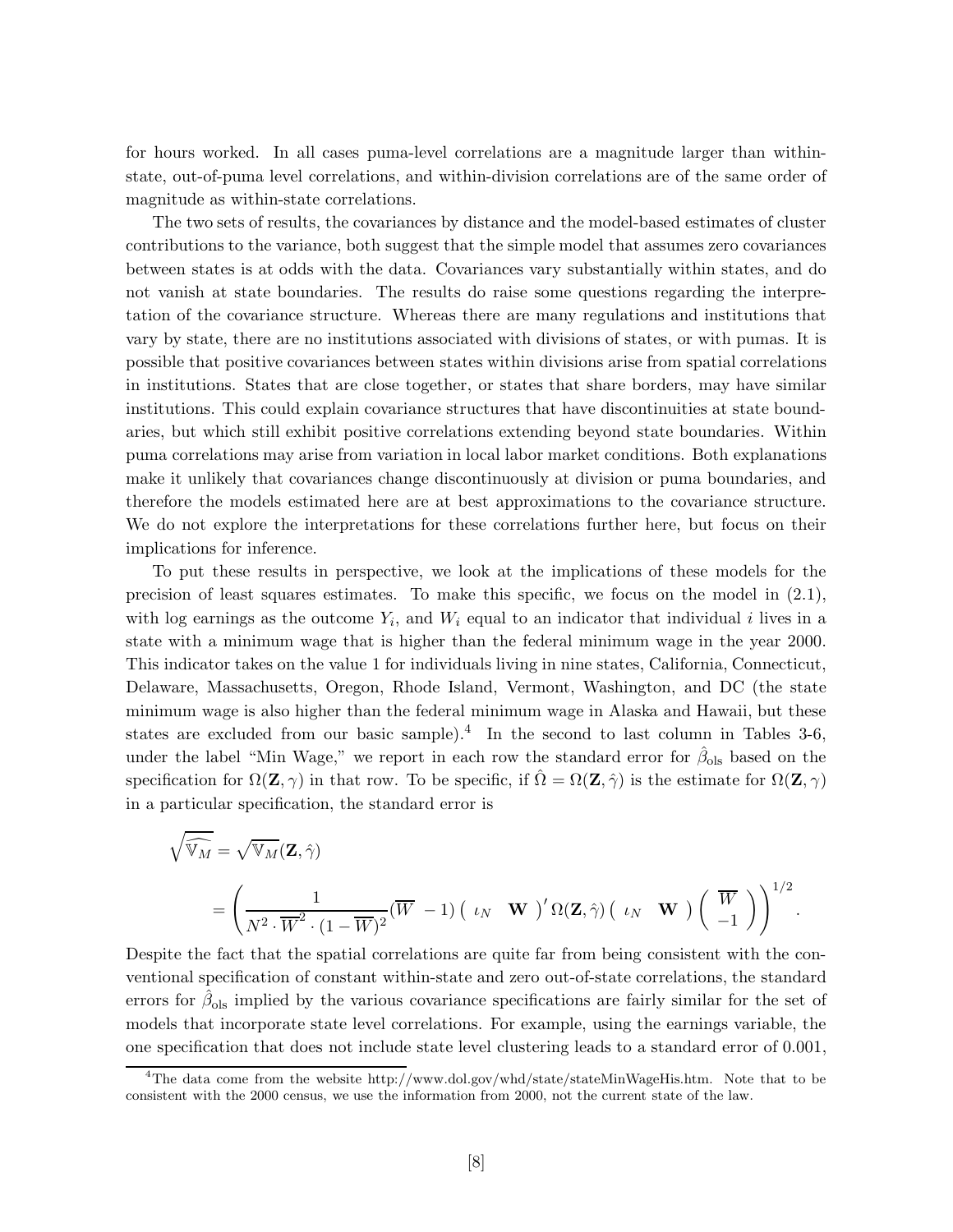for hours worked. In all cases puma-level correlations are a magnitude larger than within-state, out-of-puma level correlations, and within-division correlations are of the same order of magnitude as within-state correlations.

The two sets of results, the covariances by distance and the model-based estimates of cluster contributions to the variance, both suggest that the simple model that assumes zero covariances between states is at odds with the data. Covariances vary substantially within states, and do not vanish at state boundaries. The results do raise some questions regarding the interpretation of the covariance structure. Whereas there are many regulations and institutions that vary by state, there are no institutions associated with divisions of states, or with pumas. It is possible that positive covariances between states within divisions arise from spatial correlations in institutions. States that are close together, or states that share borders, may have similar institutions. This could explain covariance structures that have discontinuities at state boundaries, but which still exhibit positive correlations extending beyond state boundaries. Within puma correlations may arise from variation in local labor market conditions. Both explanations make it unlikely that covariances change discontinuously at division or puma boundaries, and therefore the models estimated here are at best approximations to the covariance structure. We do not explore the interpretations for these correlations further here, but focus on their implications for inference.

To put these results in perspective, we look at the implications of these models for the precision of least squares estimates. To make this specific, we focus on the model in (2.1), with log earnings as the outcome $Y_i$, and $W_i$ equal to an indicator that individual $i$ lives in a state with a minimum wage that is higher than the federal minimum wage in the year 2000. This indicator takes on the value 1 for individuals living in nine states, California, Connecticut, Delaware, Massachusetts, Oregon, Rhode Island, Vermont, Washington, and DC (the state minimum wage is also higher than the federal minimum wage in Alaska and Hawaii, but these states are excluded from our basic sample).[4] In the second to last column in Tables 3-6, under the label "Min Wage," we report in each row the standard error for $\hat{\beta}_{\text{ols}}$ based on the specification for $\Omega(\mathbf{Z}, \gamma)$ in that row. To be specific, if $\hat{\Omega} = \Omega(\mathbf{Z}, \hat{\gamma})$ is the estimate for $\Omega(\mathbf{Z}, \gamma)$ in a particular specification, the standard error is

$$
\sqrt{\widehat{\mathbb{V}_M}} = \sqrt{\mathbb{V}_M}(\mathbf{Z}, \hat{\gamma})
$$

$$
= \left( \frac{1}{N^2 \cdot \overline{W}^2 \cdot (1 - \overline{W})^2} \left( \overline{W} \;\; -1 \right) \left( \begin{array}{cc} \iota_N & \mathbf{W} \end{array} \right)' \Omega(\mathbf{Z}, \hat{\gamma}) \left( \begin{array}{cc} \iota_N & \mathbf{W} \end{array} \right) \left( \begin{array}{c} \overline{W} \\ -1 \end{array} \right) \right)^{1/2}.
$$

Despite the fact that the spatial correlations are quite far from being consistent with the conventional specification of constant within-state and zero out-of-state correlations, the standard errors for $\hat{\beta}_{\text{ols}}$ implied by the various covariance specifications are fairly similar for the set of models that incorporate state level correlations. For example, using the earnings variable, the one specification that does not include state level clustering leads to a standard error of 0.001,

[4] The data come from the website http://www.dol.gov/whd/state/stateMinWageHis.htm. Note that to be consistent with the 2000 census, we use the information from 2000, not the current state of the law.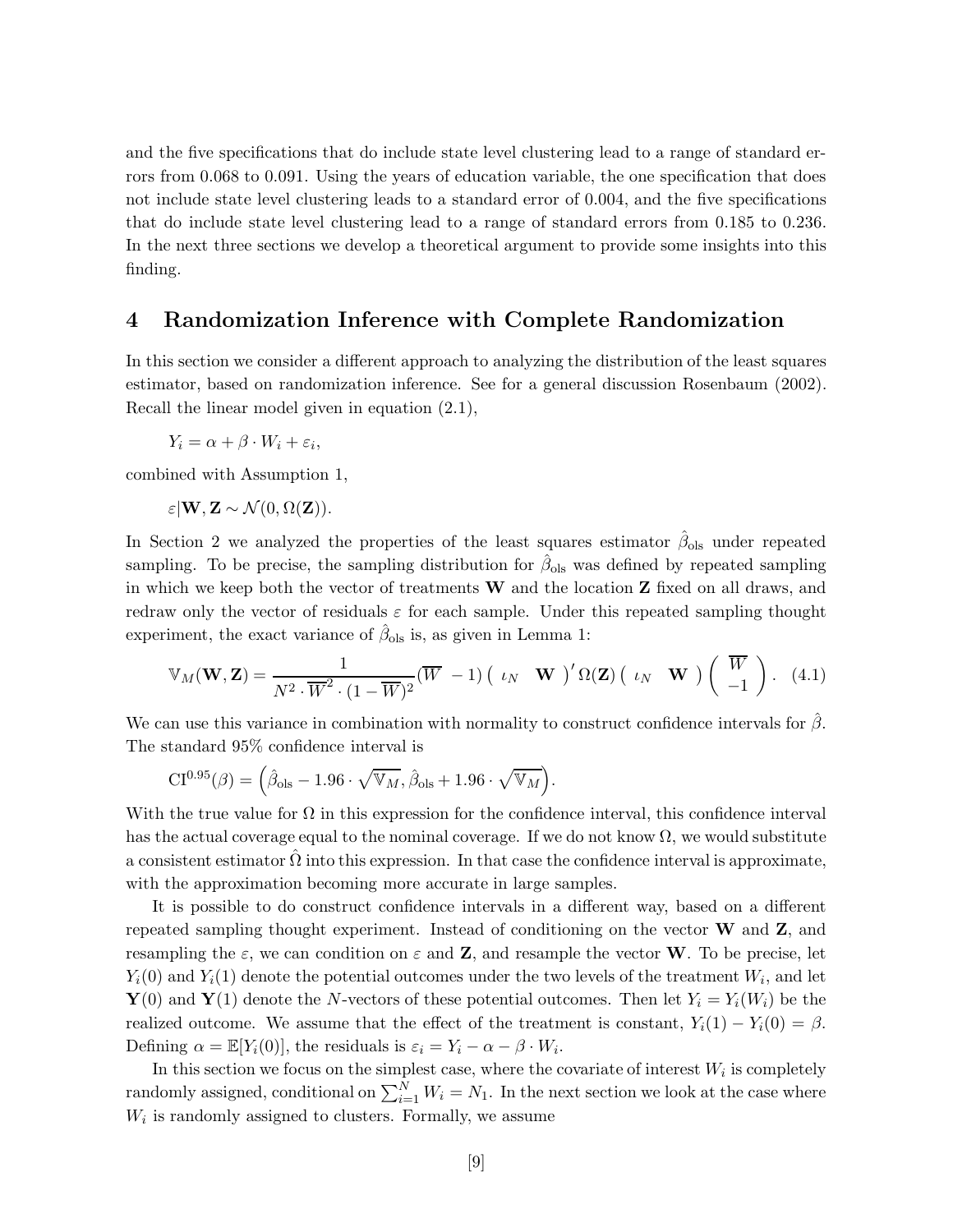and the five specifications that do include state level clustering lead to a range of standard errors from 0.068 to 0.091. Using the years of education variable, the one specification that does not include state level clustering leads to a standard error of 0.004, and the five specifications that do include state level clustering lead to a range of standard errors from 0.185 to 0.236. In the next three sections we develop a theoretical argument to provide some insights into this finding.

## 4 Randomization Inference with Complete Randomization

In this section we consider a different approach to analyzing the distribution of the least squares estimator, based on randomization inference. See for a general discussion Rosenbaum (2002). Recall the linear model given in equation (2.1),

$$Y_i = \alpha + \beta \cdot W_i + \varepsilon_i,$$

combined with Assumption 1,

$$\varepsilon | \mathbf{W}, \mathbf{Z} \sim \mathcal{N}(0, \Omega(\mathbf{Z})).$$

In Section 2 we analyzed the properties of the least squares estimator $\hat{\beta}_{\text{ols}}$ under repeated sampling. To be precise, the sampling distribution for $\hat{\beta}_{\text{ols}}$ was defined by repeated sampling in which we keep both the vector of treatments $\mathbf{W}$ and the location $\mathbf{Z}$ fixed on all draws, and redraw only the vector of residuals $\varepsilon$ for each sample. Under this repeated sampling thought experiment, the exact variance of $\hat{\beta}_{\text{ols}}$ is, as given in Lemma 1:

$$\mathbb{V}_M(\mathbf{W}, \mathbf{Z}) = \frac{1}{N^2 \cdot \overline{W}^2 \cdot (1 - \overline{W})^2} \left( \overline{W} \quad -1 \right) \left( \begin{array}{cc} \iota_N & \mathbf{W} \end{array} \right)' \Omega(\mathbf{Z}) \left( \begin{array}{cc} \iota_N & \mathbf{W} \end{array} \right) \left( \begin{array}{c} \overline{W} \\ -1 \end{array} \right). \quad (4.1)$$

We can use this variance in combination with normality to construct confidence intervals for $\hat{\beta}$. The standard 95% confidence interval is

$$\text{CI}^{0.95}(\beta) = \left( \hat{\beta}_{\text{ols}} - 1.96 \cdot \sqrt{\mathbb{V}_M}, \hat{\beta}_{\text{ols}} + 1.96 \cdot \sqrt{\mathbb{V}_M} \right).$$

With the true value for $\Omega$ in this expression for the confidence interval, this confidence interval has the actual coverage equal to the nominal coverage. If we do not know $\Omega$, we would substitute a consistent estimator $\hat{\Omega}$ into this expression. In that case the confidence interval is approximate, with the approximation becoming more accurate in large samples.

It is possible to do construct confidence intervals in a different way, based on a different repeated sampling thought experiment. Instead of conditioning on the vector $\mathbf{W}$ and $\mathbf{Z}$, and resampling the $\varepsilon$, we can condition on $\varepsilon$ and $\mathbf{Z}$, and resample the vector $\mathbf{W}$. To be precise, let $Y_i(0)$ and $Y_i(1)$ denote the potential outcomes under the two levels of the treatment $W_i$, and let $\mathbf{Y}(0)$ and $\mathbf{Y}(1)$ denote the $N$-vectors of these potential outcomes. Then let $Y_i = Y_i(W_i)$ be the realized outcome. We assume that the effect of the treatment is constant, $Y_i(1) - Y_i(0) = \beta$. Defining $\alpha = \mathbb{E}[Y_i(0)]$, the residuals is $\varepsilon_i = Y_i - \alpha - \beta \cdot W_i$.

In this section we focus on the simplest case, where the covariate of interest $W_i$ is completely randomly assigned, conditional on $\sum_{i=1}^{N} W_i = N_1$. In the next section we look at the case where $W_i$ is randomly assigned to clusters. Formally, we assume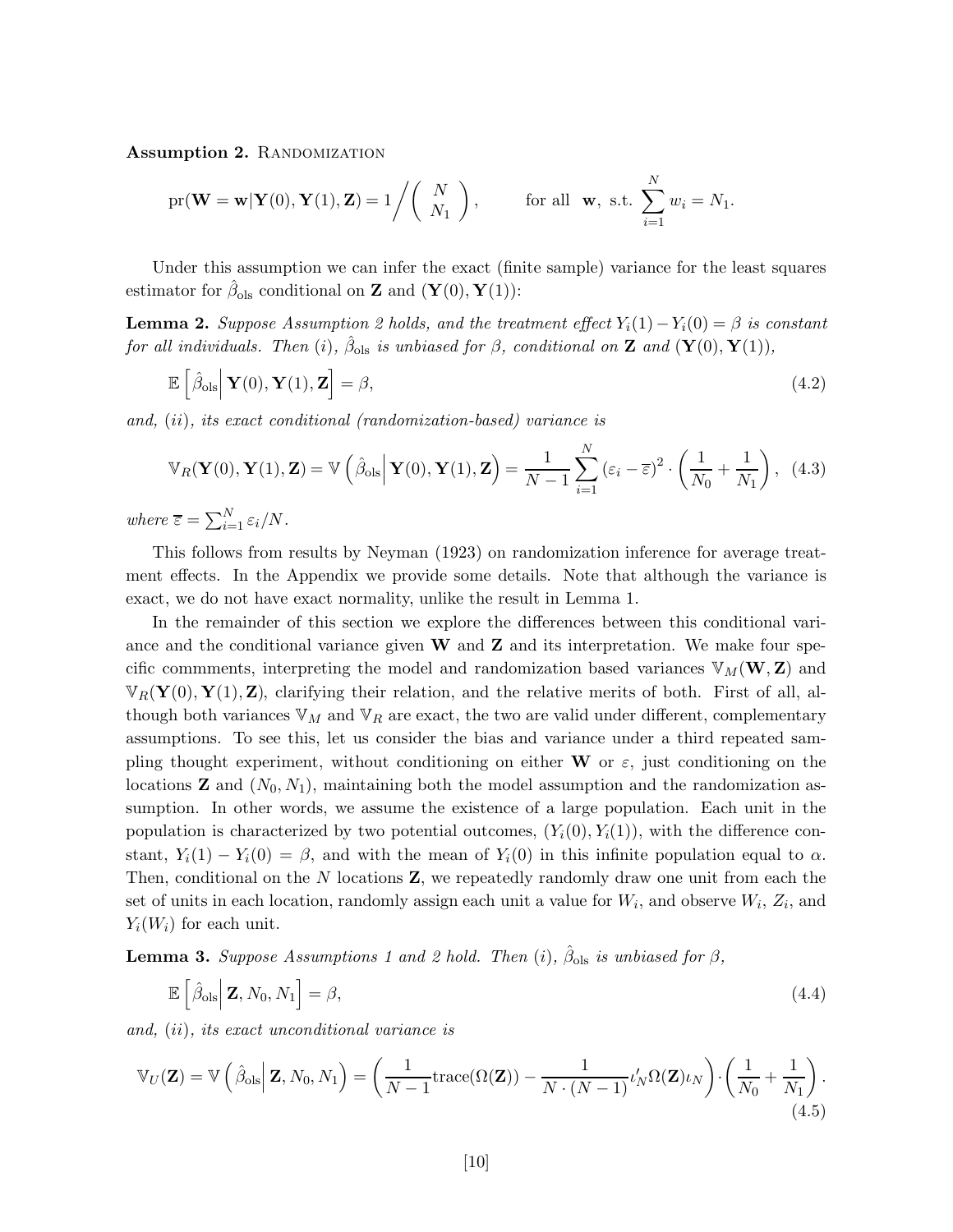**Assumption 2.** Randomization

$$\text{pr}(\mathbf{W} = \mathbf{w}|\mathbf{Y}(0), \mathbf{Y}(1), \mathbf{Z}) = 1 \Big/ \left( \begin{array}{c} N \\ N_1 \end{array} \right), \qquad \text{for all } \ \mathbf{w}, \ \text{s.t.} \ \sum_{i=1}^{N} w_i = N_1.$$

Under this assumption we can infer the exact (finite sample) variance for the least squares estimator for $\hat{\beta}_{\text{ols}}$ conditional on $\mathbf{Z}$ and $(\mathbf{Y}(0), \mathbf{Y}(1))$:

**Lemma 2.** *Suppose Assumption 2 holds, and the treatment effect $Y_i(1) - Y_i(0) = \beta$ is constant for all individuals. Then (i), $\hat{\beta}_{\text{ols}}$ is unbiased for $\beta$, conditional on $\mathbf{Z}$ and $(\mathbf{Y}(0), \mathbf{Y}(1))$,*

$$\mathbb{E}\left[ \hat{\beta}_{\text{ols}} \middle| \mathbf{Y}(0), \mathbf{Y}(1), \mathbf{Z} \right] = \beta, \tag{4.2}$$

*and, (ii), its exact conditional (randomization-based) variance is*

$$\mathbb{V}_R(\mathbf{Y}(0), \mathbf{Y}(1), \mathbf{Z}) = \mathbb{V}\left( \hat{\beta}_{\text{ols}} \middle| \mathbf{Y}(0), \mathbf{Y}(1), \mathbf{Z} \right) = \frac{1}{N-1} \sum_{i=1}^{N} \left( \varepsilon_i - \overline{\varepsilon} \right)^2 \cdot \left( \frac{1}{N_0} + \frac{1}{N_1} \right), \tag{4.3}$$

*where $\overline{\varepsilon} = \sum_{i=1}^{N} \varepsilon_i / N$.*

This follows from results by Neyman (1923) on randomization inference for average treatment effects. In the Appendix we provide some details. Note that although the variance is exact, we do not have exact normality, unlike the result in Lemma 1.

In the remainder of this section we explore the differences between this conditional variance and the conditional variance given $\mathbf{W}$ and $\mathbf{Z}$ and its interpretation. We make four specific commments, interpreting the model and randomization based variances $\mathbb{V}_M(\mathbf{W}, \mathbf{Z})$ and $\mathbb{V}_R(\mathbf{Y}(0), \mathbf{Y}(1), \mathbf{Z})$, clarifying their relation, and the relative merits of both. First of all, although both variances $\mathbb{V}_M$ and $\mathbb{V}_R$ are exact, the two are valid under different, complementary assumptions. To see this, let us consider the bias and variance under a third repeated sampling thought experiment, without conditioning on either $\mathbf{W}$ or $\varepsilon$, just conditioning on the locations $\mathbf{Z}$ and $(N_0, N_1)$, maintaining both the model assumption and the randomization assumption. In other words, we assume the existence of a large population. Each unit in the population is characterized by two potential outcomes, $(Y_i(0), Y_i(1))$, with the difference constant, $Y_i(1) - Y_i(0) = \beta$, and with the mean of $Y_i(0)$ in this infinite population equal to $\alpha$. Then, conditional on the $N$ locations $\mathbf{Z}$, we repeatedly randomly draw one unit from each the set of units in each location, randomly assign each unit a value for $W_i$, and observe $W_i$, $Z_i$, and $Y_i(W_i)$ for each unit.

**Lemma 3.** *Suppose Assumptions 1 and 2 hold. Then (i), $\hat{\beta}_{\text{ols}}$ is unbiased for $\beta$,*

$$\mathbb{E}\left[ \hat{\beta}_{\text{ols}} \middle| \mathbf{Z}, N_0, N_1 \right] = \beta, \tag{4.4}$$

*and, (ii), its exact unconditional variance is*

$$\mathbb{V}_U(\mathbf{Z}) = \mathbb{V}\left( \hat{\beta}_{\text{ols}} \middle| \mathbf{Z}, N_0, N_1 \right) = \left( \frac{1}{N-1} \text{trace}(\Omega(\mathbf{Z})) - \frac{1}{N \cdot (N-1)} \iota_N' \Omega(\mathbf{Z}) \iota_N \right) \cdot \left( \frac{1}{N_0} + \frac{1}{N_1} \right). \tag{4.5}$$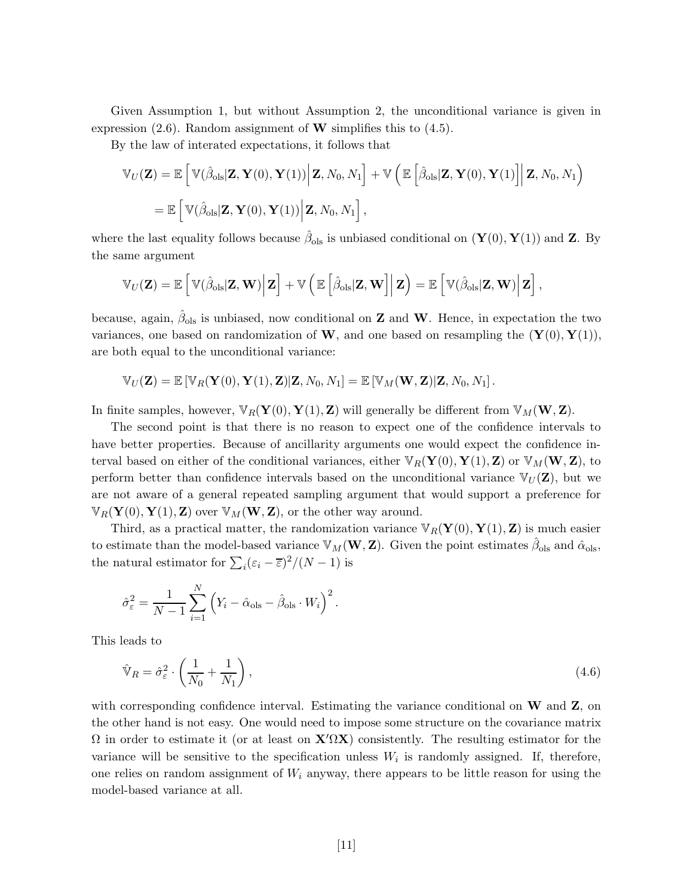Given Assumption 1, but without Assumption 2, the unconditional variance is given in expression (2.6). Random assignment of $\mathbf{W}$ simplifies this to (4.5).

By the law of interated expectations, it follows that

$$\mathbb{V}_U(\mathbf{Z}) = \mathbb{E}\left[\mathbb{V}(\hat{\beta}_{\text{ols}}|\mathbf{Z}, \mathbf{Y}(0), \mathbf{Y}(1))\Big|\mathbf{Z}, N_0, N_1\right] + \mathbb{V}\left(\mathbb{E}\left[\hat{\beta}_{\text{ols}}|\mathbf{Z}, \mathbf{Y}(0), \mathbf{Y}(1)\right]\Big|\mathbf{Z}, N_0, N_1\right)$$

$$= \mathbb{E}\left[\mathbb{V}(\hat{\beta}_{\text{ols}}|\mathbf{Z}, \mathbf{Y}(0), \mathbf{Y}(1))\Big|\mathbf{Z}, N_0, N_1\right],$$

where the last equality follows because $\hat{\beta}_{\text{ols}}$ is unbiased conditional on $(\mathbf{Y}(0), \mathbf{Y}(1))$ and $\mathbf{Z}$. By the same argument

$$\mathbb{V}_U(\mathbf{Z}) = \mathbb{E}\left[\mathbb{V}(\hat{\beta}_{\text{ols}}|\mathbf{Z}, \mathbf{W})\Big|\mathbf{Z}\right] + \mathbb{V}\left(\mathbb{E}\left[\hat{\beta}_{\text{ols}}|\mathbf{Z}, \mathbf{W}\right]\Big|\mathbf{Z}\right) = \mathbb{E}\left[\mathbb{V}(\hat{\beta}_{\text{ols}}|\mathbf{Z}, \mathbf{W})\Big|\mathbf{Z}\right],$$

because, again, $\hat{\beta}_{\text{ols}}$ is unbiased, now conditional on $\mathbf{Z}$ and $\mathbf{W}$. Hence, in expectation the two variances, one based on randomization of $\mathbf{W}$, and one based on resampling the $(\mathbf{Y}(0), \mathbf{Y}(1))$, are both equal to the unconditional variance:

$$\mathbb{V}_U(\mathbf{Z}) = \mathbb{E}\left[\mathbb{V}_R(\mathbf{Y}(0), \mathbf{Y}(1), \mathbf{Z})|\mathbf{Z}, N_0, N_1\right] = \mathbb{E}\left[\mathbb{V}_M(\mathbf{W}, \mathbf{Z})|\mathbf{Z}, N_0, N_1\right].$$

In finite samples, however, $\mathbb{V}_R(\mathbf{Y}(0), \mathbf{Y}(1), \mathbf{Z})$ will generally be different from $\mathbb{V}_M(\mathbf{W}, \mathbf{Z})$.

The second point is that there is no reason to expect one of the confidence intervals to have better properties. Because of ancillarity arguments one would expect the confidence interval based on either of the conditional variances, either $\mathbb{V}_R(\mathbf{Y}(0), \mathbf{Y}(1), \mathbf{Z})$ or $\mathbb{V}_M(\mathbf{W}, \mathbf{Z})$, to perform better than confidence intervals based on the unconditional variance $\mathbb{V}_U(\mathbf{Z})$, but we are not aware of a general repeated sampling argument that would support a preference for $\mathbb{V}_R(\mathbf{Y}(0), \mathbf{Y}(1), \mathbf{Z})$ over $\mathbb{V}_M(\mathbf{W}, \mathbf{Z})$, or the other way around.

Third, as a practical matter, the randomization variance $\mathbb{V}_R(\mathbf{Y}(0), \mathbf{Y}(1), \mathbf{Z})$ is much easier to estimate than the model-based variance $\mathbb{V}_M(\mathbf{W}, \mathbf{Z})$. Given the point estimates $\hat{\beta}_{\text{ols}}$ and $\hat{\alpha}_{\text{ols}}$, the natural estimator for $\sum_i(\varepsilon_i - \overline{\varepsilon})^2/(N-1)$ is

$$\hat{\sigma}^2_\varepsilon = \frac{1}{N-1}\sum_{i=1}^{N}\left(Y_i - \hat{\alpha}_{\text{ols}} - \hat{\beta}_{\text{ols}} \cdot W_i\right)^2.$$

This leads to

$$\hat{\mathbb{V}}_R = \hat{\sigma}^2_\varepsilon \cdot \left(\frac{1}{N_0} + \frac{1}{N_1}\right), \tag{4.6}$$

with corresponding confidence interval. Estimating the variance conditional on $\mathbf{W}$ and $\mathbf{Z}$, on the other hand is not easy. One would need to impose some structure on the covariance matrix $\Omega$ in order to estimate it (or at least on $\mathbf{X}'\Omega\mathbf{X}$) consistently. The resulting estimator for the variance will be sensitive to the specification unless $W_i$ is randomly assigned. If, therefore, one relies on random assignment of $W_i$ anyway, there appears to be little reason for using the model-based variance at all.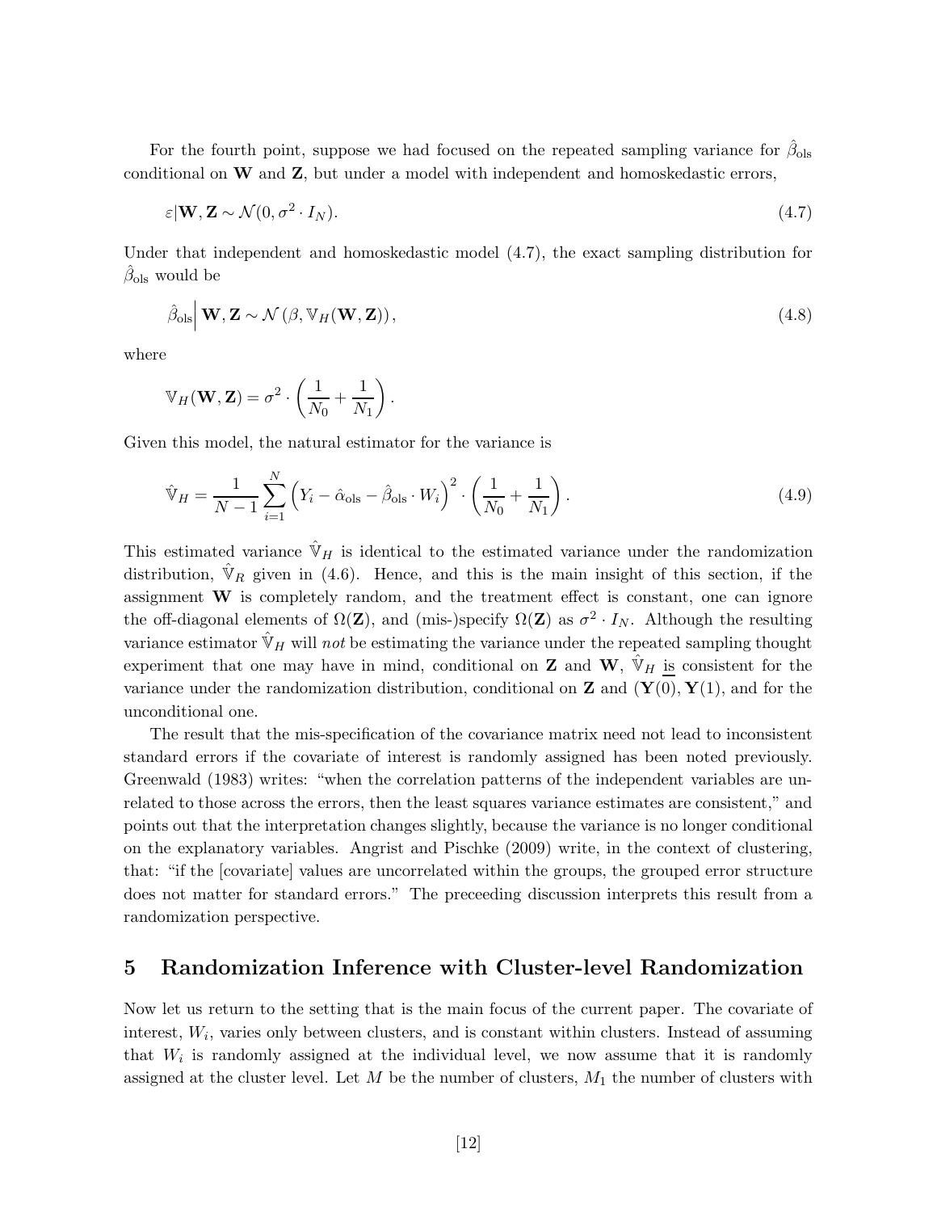For the fourth point, suppose we had focused on the repeated sampling variance for $\hat{\beta}_{\text{ols}}$ conditional on $\mathbf{W}$ and $\mathbf{Z}$, but under a model with independent and homoskedastic errors,

$$\varepsilon|\mathbf{W}, \mathbf{Z} \sim \mathcal{N}(0, \sigma^2 \cdot I_N). \tag{4.7}$$

Under that independent and homoskedastic model (4.7), the exact sampling distribution for $\hat{\beta}_{\text{ols}}$ would be

$$\hat{\beta}_{\text{ols}}\Big| \, \mathbf{W}, \mathbf{Z} \sim \mathcal{N}\left(\beta, \mathbb{V}_H(\mathbf{W}, \mathbf{Z})\right), \tag{4.8}$$

where

$$\mathbb{V}_H(\mathbf{W}, \mathbf{Z}) = \sigma^2 \cdot \left(\frac{1}{N_0} + \frac{1}{N_1}\right).$$

Given this model, the natural estimator for the variance is

$$\hat{\mathbb{V}}_H = \frac{1}{N-1} \sum_{i=1}^{N} \left(Y_i - \hat{\alpha}_{\text{ols}} - \hat{\beta}_{\text{ols}} \cdot W_i\right)^2 \cdot \left(\frac{1}{N_0} + \frac{1}{N_1}\right). \tag{4.9}$$

This estimated variance $\hat{\mathbb{V}}_H$ is identical to the estimated variance under the randomization distribution, $\hat{\mathbb{V}}_R$ given in (4.6). Hence, and this is the main insight of this section, if the assignment $\mathbf{W}$ is completely random, and the treatment effect is constant, one can ignore the off-diagonal elements of $\Omega(\mathbf{Z})$, and (mis-)specify $\Omega(\mathbf{Z})$ as $\sigma^2 \cdot I_N$. Although the resulting variance estimator $\hat{\mathbb{V}}_H$ will *not* be estimating the variance under the repeated sampling thought experiment that one may have in mind, conditional on $\mathbf{Z}$ and $\mathbf{W}$, $\hat{\mathbb{V}}_H$ is consistent for the variance under the randomization distribution, conditional on $\mathbf{Z}$ and $(\mathbf{Y}(0), \mathbf{Y}(1)$, and for the unconditional one.

The result that the mis-specification of the covariance matrix need not lead to inconsistent standard errors if the covariate of interest is randomly assigned has been noted previously. Greenwald (1983) writes: "when the correlation patterns of the independent variables are unrelated to those across the errors, then the least squares variance estimates are consistent," and points out that the interpretation changes slightly, because the variance is no longer conditional on the explanatory variables. Angrist and Pischke (2009) write, in the context of clustering, that: "if the [covariate] values are uncorrelated within the groups, the grouped error structure does not matter for standard errors." The preceeding discussion interprets this result from a randomization perspective.

# 5 Randomization Inference with Cluster-level Randomization

Now let us return to the setting that is the main focus of the current paper. The covariate of interest, $W_i$, varies only between clusters, and is constant within clusters. Instead of assuming that $W_i$ is randomly assigned at the individual level, we now assume that it is randomly assigned at the cluster level. Let $M$ be the number of clusters, $M_1$ the number of clusters with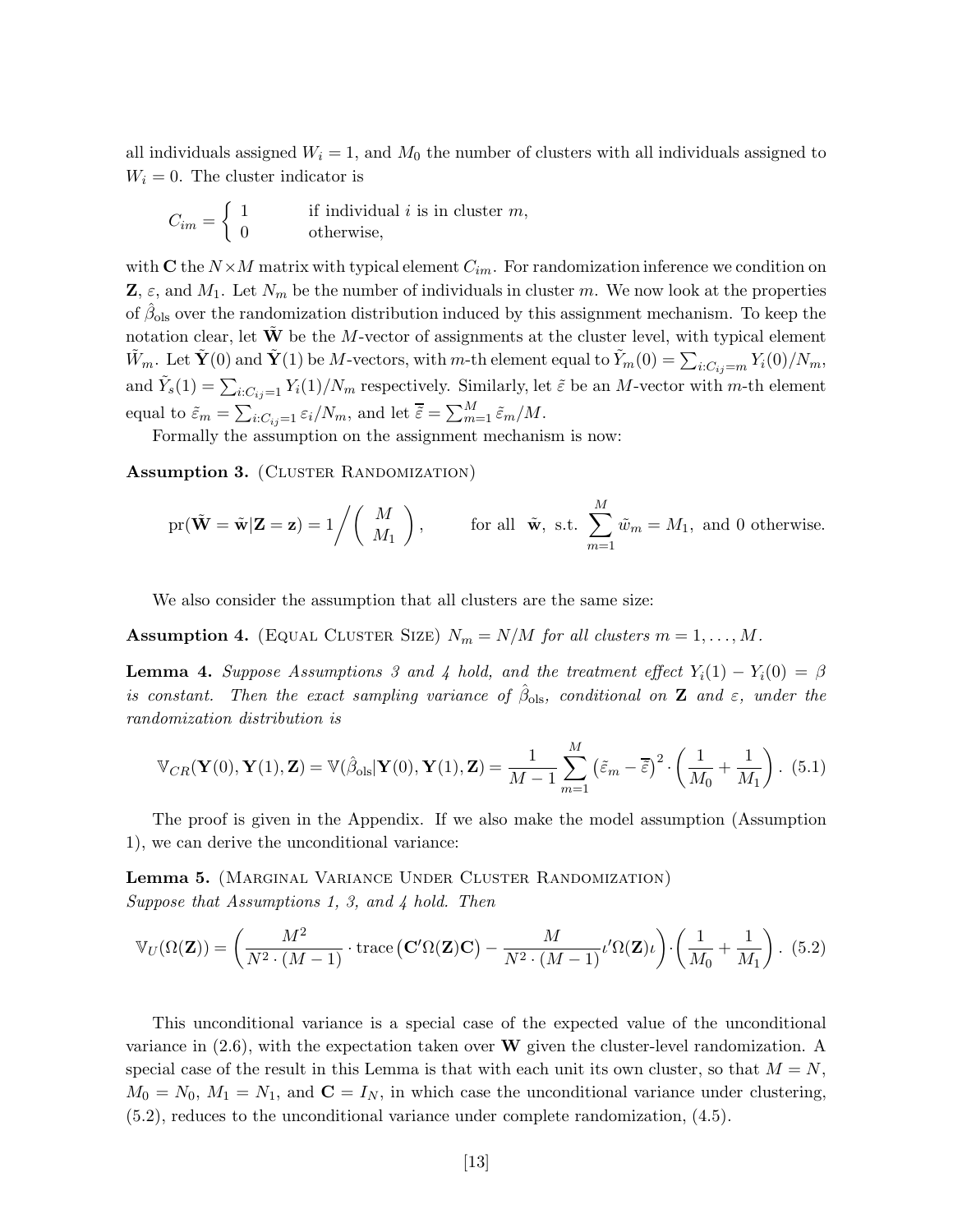all individuals assigned $W_i = 1$, and $M_0$ the number of clusters with all individuals assigned to $W_i = 0$. The cluster indicator is

$$C_{im} = \begin{cases} 1 & \text{if individual } i \text{ is in cluster } m, \\ 0 & \text{otherwise,} \end{cases}$$

with $\mathbf{C}$ the $N \times M$ matrix with typical element $C_{im}$. For randomization inference we condition on $\mathbf{Z}$, $\varepsilon$, and $M_1$. Let $N_m$ be the number of individuals in cluster $m$. We now look at the properties of $\hat{\beta}_{\text{ols}}$ over the randomization distribution induced by this assignment mechanism. To keep the notation clear, let $\tilde{\mathbf{W}}$ be the $M$-vector of assignments at the cluster level, with typical element $\tilde{W}_m$. Let $\tilde{\mathbf{Y}}(0)$ and $\tilde{\mathbf{Y}}(1)$ be $M$-vectors, with $m$-th element equal to $\tilde{Y}_m(0) = \sum_{i:C_{ij}=m} Y_i(0)/N_m$, and $\tilde{Y}_s(1) = \sum_{i:C_{ij}=1} Y_i(1)/N_m$ respectively. Similarly, let $\tilde{\varepsilon}$ be an $M$-vector with $m$-th element equal to $\tilde{\varepsilon}_m = \sum_{i:C_{ij}=1} \varepsilon_i/N_m$, and let $\overline{\tilde{\varepsilon}} = \sum_{m=1}^{M} \tilde{\varepsilon}_m/M$.

Formally the assumption on the assignment mechanism is now:

**Assumption 3.** (Cluster Randomization)

$$\text{pr}(\tilde{\mathbf{W}} = \tilde{\mathbf{w}}|\mathbf{Z} = \mathbf{z}) = 1\Big/\begin{pmatrix} M \\ M_1 \end{pmatrix}, \qquad \text{for all } \tilde{\mathbf{w}}, \text{ s.t. } \sum_{m=1}^{M} \tilde{w}_m = M_1, \text{ and 0 otherwise.}$$

We also consider the assumption that all clusters are the same size:

**Assumption 4.** (Equal Cluster Size) *$N_m = N/M$ for all clusters $m = 1, \ldots, M$.*

**Lemma 4.** *Suppose Assumptions 3 and 4 hold, and the treatment effect $Y_i(1) - Y_i(0) = \beta$ is constant. Then the exact sampling variance of $\hat{\beta}_{\text{ols}}$, conditional on $\mathbf{Z}$ and $\varepsilon$, under the randomization distribution is*

$$\mathbb{V}_{CR}(\mathbf{Y}(0), \mathbf{Y}(1), \mathbf{Z}) = \mathbb{V}(\hat{\beta}_{\text{ols}}|\mathbf{Y}(0), \mathbf{Y}(1), \mathbf{Z}) = \frac{1}{M-1} \sum_{m=1}^{M} \left(\tilde{\varepsilon}_m - \overline{\tilde{\varepsilon}}\right)^2 \cdot \left(\frac{1}{M_0} + \frac{1}{M_1}\right). \quad (5.1)$$

The proof is given in the Appendix. If we also make the model assumption (Assumption 1), we can derive the unconditional variance:

**Lemma 5.** (Marginal Variance Under Cluster Randomization)
*Suppose that Assumptions 1, 3, and 4 hold. Then*

$$\mathbb{V}_U(\Omega(\mathbf{Z})) = \left(\frac{M^2}{N^2 \cdot (M-1)} \cdot \text{trace}\left(\mathbf{C}'\Omega(\mathbf{Z})\mathbf{C}\right) - \frac{M}{N^2 \cdot (M-1)} \iota'\Omega(\mathbf{Z})\iota\right) \cdot \left(\frac{1}{M_0} + \frac{1}{M_1}\right). \quad (5.2)$$

This unconditional variance is a special case of the expected value of the unconditional variance in (2.6), with the expectation taken over $\mathbf{W}$ given the cluster-level randomization. A special case of the result in this Lemma is that with each unit its own cluster, so that $M = N$, $M_0 = N_0$, $M_1 = N_1$, and $\mathbf{C} = I_N$, in which case the unconditional variance under clustering, (5.2), reduces to the unconditional variance under complete randomization, (4.5).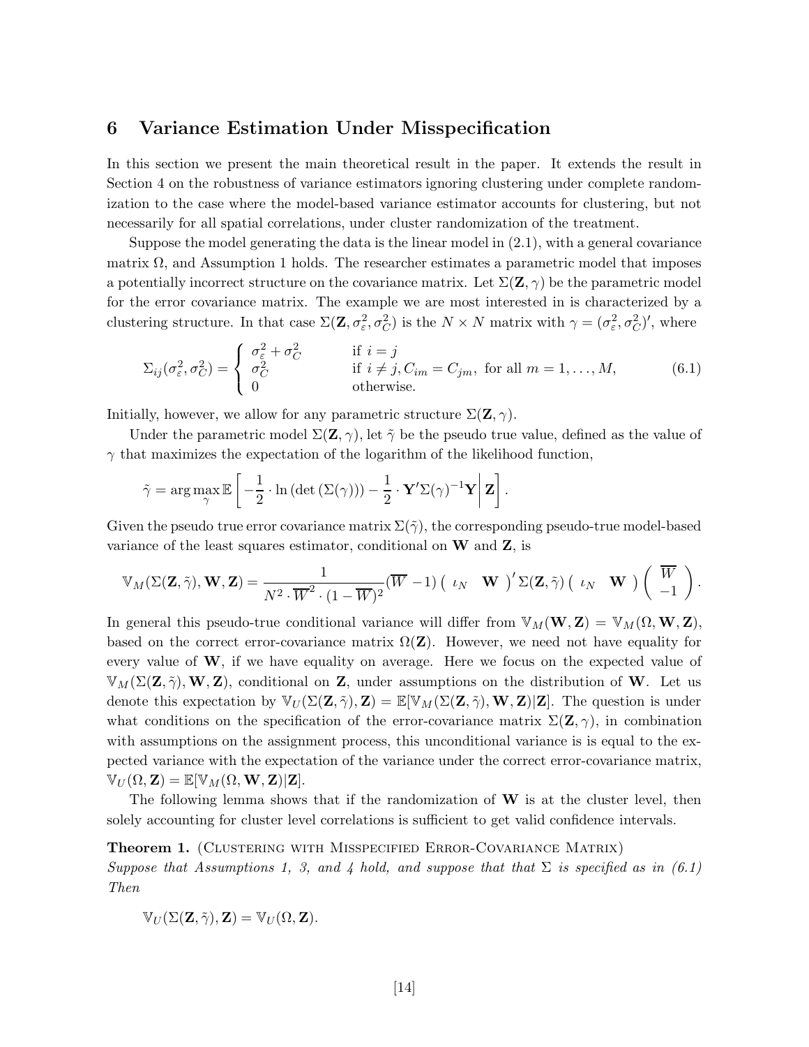## 6 Variance Estimation Under Misspecification

In this section we present the main theoretical result in the paper. It extends the result in Section 4 on the robustness of variance estimators ignoring clustering under complete randomization to the case where the model-based variance estimator accounts for clustering, but not necessarily for all spatial correlations, under cluster randomization of the treatment.

Suppose the model generating the data is the linear model in (2.1), with a general covariance matrix $\Omega$, and Assumption 1 holds. The researcher estimates a parametric model that imposes a potentially incorrect structure on the covariance matrix. Let $\Sigma(\mathbf{Z}, \gamma)$ be the parametric model for the error covariance matrix. The example we are most interested in is characterized by a clustering structure. In that case $\Sigma(\mathbf{Z}, \sigma_\varepsilon^2, \sigma_C^2)$ is the $N \times N$ matrix with $\gamma = (\sigma_\varepsilon^2, \sigma_C^2)'$, where

$$
\Sigma_{ij}(\sigma_\varepsilon^2, \sigma_C^2) = \begin{cases} \sigma_\varepsilon^2 + \sigma_C^2 & \text{if } i = j \\ \sigma_C^2 & \text{if } i \neq j, C_{im} = C_{jm}, \text{ for all } m = 1, \ldots, M, \\ 0 & \text{otherwise.} \end{cases} \tag{6.1}
$$

Initially, however, we allow for any parametric structure $\Sigma(\mathbf{Z}, \gamma)$.

Under the parametric model $\Sigma(\mathbf{Z}, \gamma)$, let $\tilde{\gamma}$ be the pseudo true value, defined as the value of $\gamma$ that maximizes the expectation of the logarithm of the likelihood function,

$$
\tilde{\gamma} = \arg\max_{\gamma} \mathbb{E}\left[ -\frac{1}{2} \cdot \ln\left(\det\left(\Sigma(\gamma)\right)\right) - \frac{1}{2} \cdot \mathbf{Y}'\Sigma(\gamma)^{-1}\mathbf{Y} \middle| \mathbf{Z} \right].
$$

Given the pseudo true error covariance matrix $\Sigma(\tilde{\gamma})$, the corresponding pseudo-true model-based variance of the least squares estimator, conditional on $\mathbf{W}$ and $\mathbf{Z}$, is

$$
\mathbb{V}_M(\Sigma(\mathbf{Z}, \tilde{\gamma}), \mathbf{W}, \mathbf{Z}) = \frac{1}{N^2 \cdot \overline{W}^2 \cdot (1 - \overline{W})^2} \left( \overline{W} \;\; -1 \right) \left( \iota_N \;\; \mathbf{W} \right)' \Sigma(\mathbf{Z}, \tilde{\gamma}) \left( \iota_N \;\; \mathbf{W} \right) \begin{pmatrix} \overline{W} \\ -1 \end{pmatrix}.
$$

In general this pseudo-true conditional variance will differ from $\mathbb{V}_M(\mathbf{W}, \mathbf{Z}) = \mathbb{V}_M(\Omega, \mathbf{W}, \mathbf{Z})$, based on the correct error-covariance matrix $\Omega(\mathbf{Z})$. However, we need not have equality for every value of $\mathbf{W}$, if we have equality on average. Here we focus on the expected value of $\mathbb{V}_M(\Sigma(\mathbf{Z}, \tilde{\gamma}), \mathbf{W}, \mathbf{Z})$, conditional on $\mathbf{Z}$, under assumptions on the distribution of $\mathbf{W}$. Let us denote this expectation by $\mathbb{V}_U(\Sigma(\mathbf{Z}, \tilde{\gamma}), \mathbf{Z}) = \mathbb{E}[\mathbb{V}_M(\Sigma(\mathbf{Z}, \tilde{\gamma}), \mathbf{W}, \mathbf{Z}) | \mathbf{Z}]$. The question is under what conditions on the specification of the error-covariance matrix $\Sigma(\mathbf{Z}, \gamma)$, in combination with assumptions on the assignment process, this unconditional variance is is equal to the expected variance with the expectation of the variance under the correct error-covariance matrix, $\mathbb{V}_U(\Omega, \mathbf{Z}) = \mathbb{E}[\mathbb{V}_M(\Omega, \mathbf{W}, \mathbf{Z}) | \mathbf{Z}]$.

The following lemma shows that if the randomization of $\mathbf{W}$ is at the cluster level, then solely accounting for cluster level correlations is sufficient to get valid confidence intervals.

**Theorem 1.** (Clustering with Misspecified Error-Covariance Matrix)
*Suppose that Assumptions 1, 3, and 4 hold, and suppose that that $\Sigma$ is specified as in (6.1) Then*

$$
\mathbb{V}_U(\Sigma(\mathbf{Z}, \tilde{\gamma}), \mathbf{Z}) = \mathbb{V}_U(\Omega, \mathbf{Z}).
$$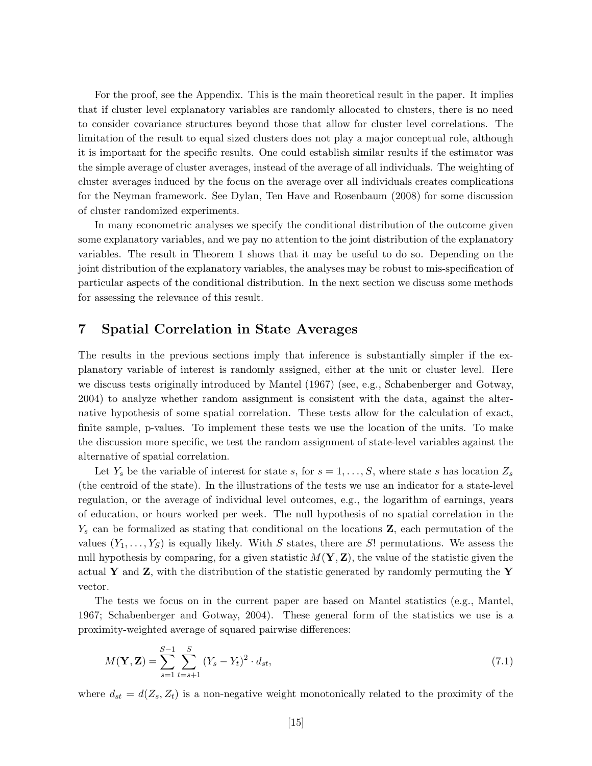For the proof, see the Appendix. This is the main theoretical result in the paper. It implies that if cluster level explanatory variables are randomly allocated to clusters, there is no need to consider covariance structures beyond those that allow for cluster level correlations. The limitation of the result to equal sized clusters does not play a major conceptual role, although it is important for the specific results. One could establish similar results if the estimator was the simple average of cluster averages, instead of the average of all individuals. The weighting of cluster averages induced by the focus on the average over all individuals creates complications for the Neyman framework. See Dylan, Ten Have and Rosenbaum (2008) for some discussion of cluster randomized experiments.

In many econometric analyses we specify the conditional distribution of the outcome given some explanatory variables, and we pay no attention to the joint distribution of the explanatory variables. The result in Theorem 1 shows that it may be useful to do so. Depending on the joint distribution of the explanatory variables, the analyses may be robust to mis-specification of particular aspects of the conditional distribution. In the next section we discuss some methods for assessing the relevance of this result.

# 7 Spatial Correlation in State Averages

The results in the previous sections imply that inference is substantially simpler if the explanatory variable of interest is randomly assigned, either at the unit or cluster level. Here we discuss tests originally introduced by Mantel (1967) (see, e.g., Schabenberger and Gotway, 2004) to analyze whether random assignment is consistent with the data, against the alternative hypothesis of some spatial correlation. These tests allow for the calculation of exact, finite sample, p-values. To implement these tests we use the location of the units. To make the discussion more specific, we test the random assignment of state-level variables against the alternative of spatial correlation.

Let $Y_s$ be the variable of interest for state $s$, for $s = 1, \ldots, S$, where state $s$ has location $Z_s$ (the centroid of the state). In the illustrations of the tests we use an indicator for a state-level regulation, or the average of individual level outcomes, e.g., the logarithm of earnings, years of education, or hours worked per week. The null hypothesis of no spatial correlation in the $Y_s$ can be formalized as stating that conditional on the locations $\mathbf{Z}$, each permutation of the values $(Y_1, \ldots, Y_S)$ is equally likely. With $S$ states, there are $S!$ permutations. We assess the null hypothesis by comparing, for a given statistic $M(\mathbf{Y}, \mathbf{Z})$, the value of the statistic given the actual $\mathbf{Y}$ and $\mathbf{Z}$, with the distribution of the statistic generated by randomly permuting the $\mathbf{Y}$ vector.

The tests we focus on in the current paper are based on Mantel statistics (e.g., Mantel, 1967; Schabenberger and Gotway, 2004). These general form of the statistics we use is a proximity-weighted average of squared pairwise differences:

$$M(\mathbf{Y}, \mathbf{Z}) = \sum_{s=1}^{S-1} \sum_{t=s+1}^{S} (Y_s - Y_t)^2 \cdot d_{st}, \tag{7.1}$$

where $d_{st} = d(Z_s, Z_t)$ is a non-negative weight monotonically related to the proximity of the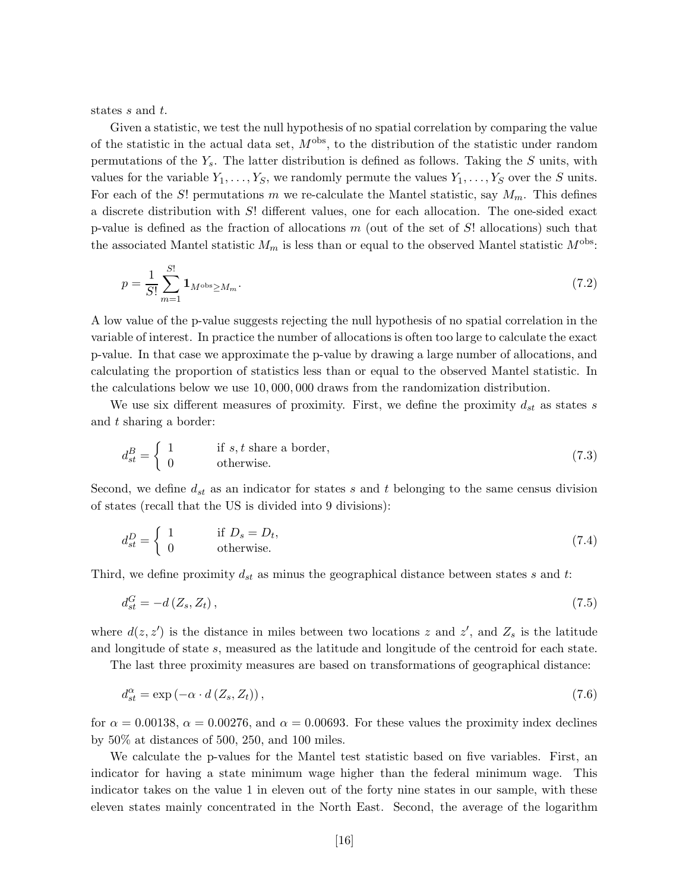states $s$ and $t$.

Given a statistic, we test the null hypothesis of no spatial correlation by comparing the value of the statistic in the actual data set, $M^{\text{obs}}$, to the distribution of the statistic under random permutations of the $Y_s$. The latter distribution is defined as follows. Taking the $S$ units, with values for the variable $Y_1, \ldots, Y_S$, we randomly permute the values $Y_1, \ldots, Y_S$ over the $S$ units. For each of the $S!$ permutations $m$ we re-calculate the Mantel statistic, say $M_m$. This defines a discrete distribution with $S!$ different values, one for each allocation. The one-sided exact p-value is defined as the fraction of allocations $m$ (out of the set of $S!$ allocations) such that the associated Mantel statistic $M_m$ is less than or equal to the observed Mantel statistic $M^{\text{obs}}$:

$$p = \frac{1}{S!} \sum_{m=1}^{S!} \mathbf{1}_{M^{\text{obs}} \geq M_m}. \tag{7.2}$$

A low value of the p-value suggests rejecting the null hypothesis of no spatial correlation in the variable of interest. In practice the number of allocations is often too large to calculate the exact p-value. In that case we approximate the p-value by drawing a large number of allocations, and calculating the proportion of statistics less than or equal to the observed Mantel statistic. In the calculations below we use 10,000,000 draws from the randomization distribution.

We use six different measures of proximity. First, we define the proximity $d_{st}$ as states $s$ and $t$ sharing a border:

$$d_{st}^{B} = \begin{cases} 1 & \text{if } s, t \text{ share a border,} \\ 0 & \text{otherwise.} \end{cases} \tag{7.3}$$

Second, we define $d_{st}$ as an indicator for states $s$ and $t$ belonging to the same census division of states (recall that the US is divided into 9 divisions):

$$d_{st}^{D} = \begin{cases} 1 & \text{if } D_s = D_t, \\ 0 & \text{otherwise.} \end{cases} \tag{7.4}$$

Third, we define proximity $d_{st}$ as minus the geographical distance between states $s$ and $t$:

$$d_{st}^{G} = -d\left(Z_s, Z_t\right), \tag{7.5}$$

where $d(z, z')$ is the distance in miles between two locations $z$ and $z'$, and $Z_s$ is the latitude and longitude of state $s$, measured as the latitude and longitude of the centroid for each state.

The last three proximity measures are based on transformations of geographical distance:

$$d_{st}^{\alpha} = \exp\left(-\alpha \cdot d\left(Z_s, Z_t\right)\right), \tag{7.6}$$

for $\alpha = 0.00138$, $\alpha = 0.00276$, and $\alpha = 0.00693$. For these values the proximity index declines by 50% at distances of 500, 250, and 100 miles.

We calculate the p-values for the Mantel test statistic based on five variables. First, an indicator for having a state minimum wage higher than the federal minimum wage. This indicator takes on the value 1 in eleven out of the forty nine states in our sample, with these eleven states mainly concentrated in the North East. Second, the average of the logarithm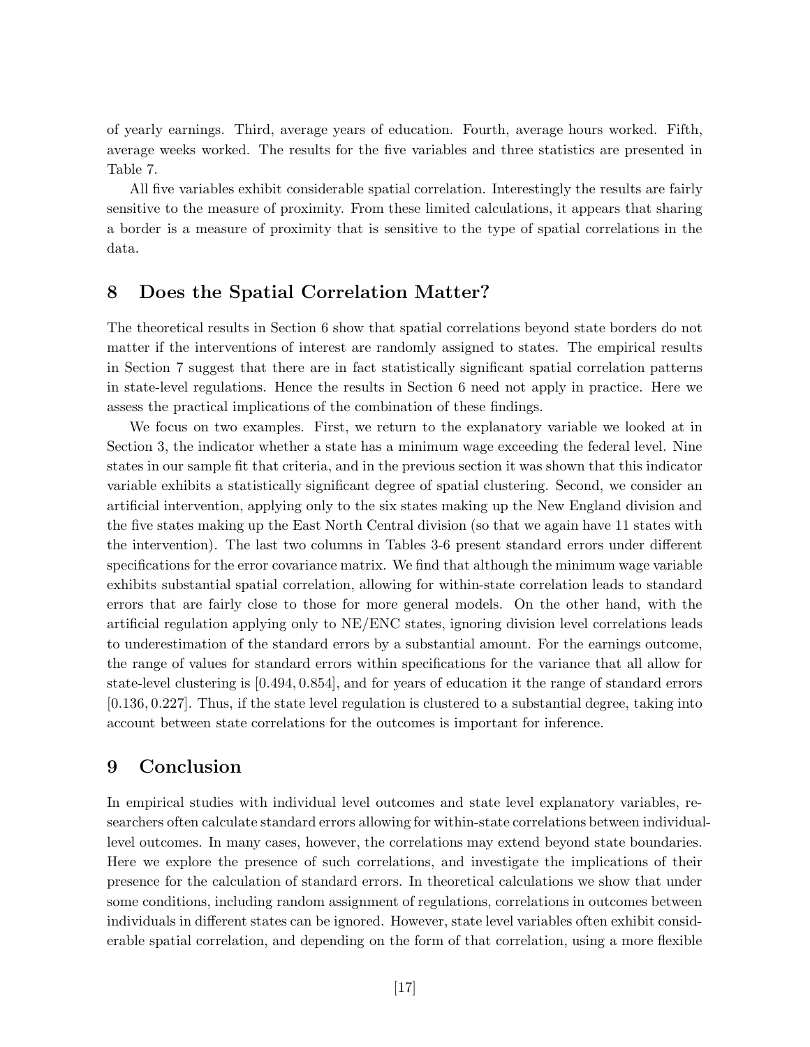of yearly earnings. Third, average years of education. Fourth, average hours worked. Fifth, average weeks worked. The results for the five variables and three statistics are presented in Table 7.

All five variables exhibit considerable spatial correlation. Interestingly the results are fairly sensitive to the measure of proximity. From these limited calculations, it appears that sharing a border is a measure of proximity that is sensitive to the type of spatial correlations in the data.

## 8 Does the Spatial Correlation Matter?

The theoretical results in Section 6 show that spatial correlations beyond state borders do not matter if the interventions of interest are randomly assigned to states. The empirical results in Section 7 suggest that there are in fact statistically significant spatial correlation patterns in state-level regulations. Hence the results in Section 6 need not apply in practice. Here we assess the practical implications of the combination of these findings.

We focus on two examples. First, we return to the explanatory variable we looked at in Section 3, the indicator whether a state has a minimum wage exceeding the federal level. Nine states in our sample fit that criteria, and in the previous section it was shown that this indicator variable exhibits a statistically significant degree of spatial clustering. Second, we consider an artificial intervention, applying only to the six states making up the New England division and the five states making up the East North Central division (so that we again have 11 states with the intervention). The last two columns in Tables 3-6 present standard errors under different specifications for the error covariance matrix. We find that although the minimum wage variable exhibits substantial spatial correlation, allowing for within-state correlation leads to standard errors that are fairly close to those for more general models. On the other hand, with the artificial regulation applying only to NE/ENC states, ignoring division level correlations leads to underestimation of the standard errors by a substantial amount. For the earnings outcome, the range of values for standard errors within specifications for the variance that all allow for state-level clustering is $[0.494, 0.854]$, and for years of education it the range of standard errors $[0.136, 0.227]$. Thus, if the state level regulation is clustered to a substantial degree, taking into account between state correlations for the outcomes is important for inference.

## 9 Conclusion

In empirical studies with individual level outcomes and state level explanatory variables, researchers often calculate standard errors allowing for within-state correlations between individual-level outcomes. In many cases, however, the correlations may extend beyond state boundaries. Here we explore the presence of such correlations, and investigate the implications of their presence for the calculation of standard errors. In theoretical calculations we show that under some conditions, including random assignment of regulations, correlations in outcomes between individuals in different states can be ignored. However, state level variables often exhibit considerable spatial correlation, and depending on the form of that correlation, using a more flexible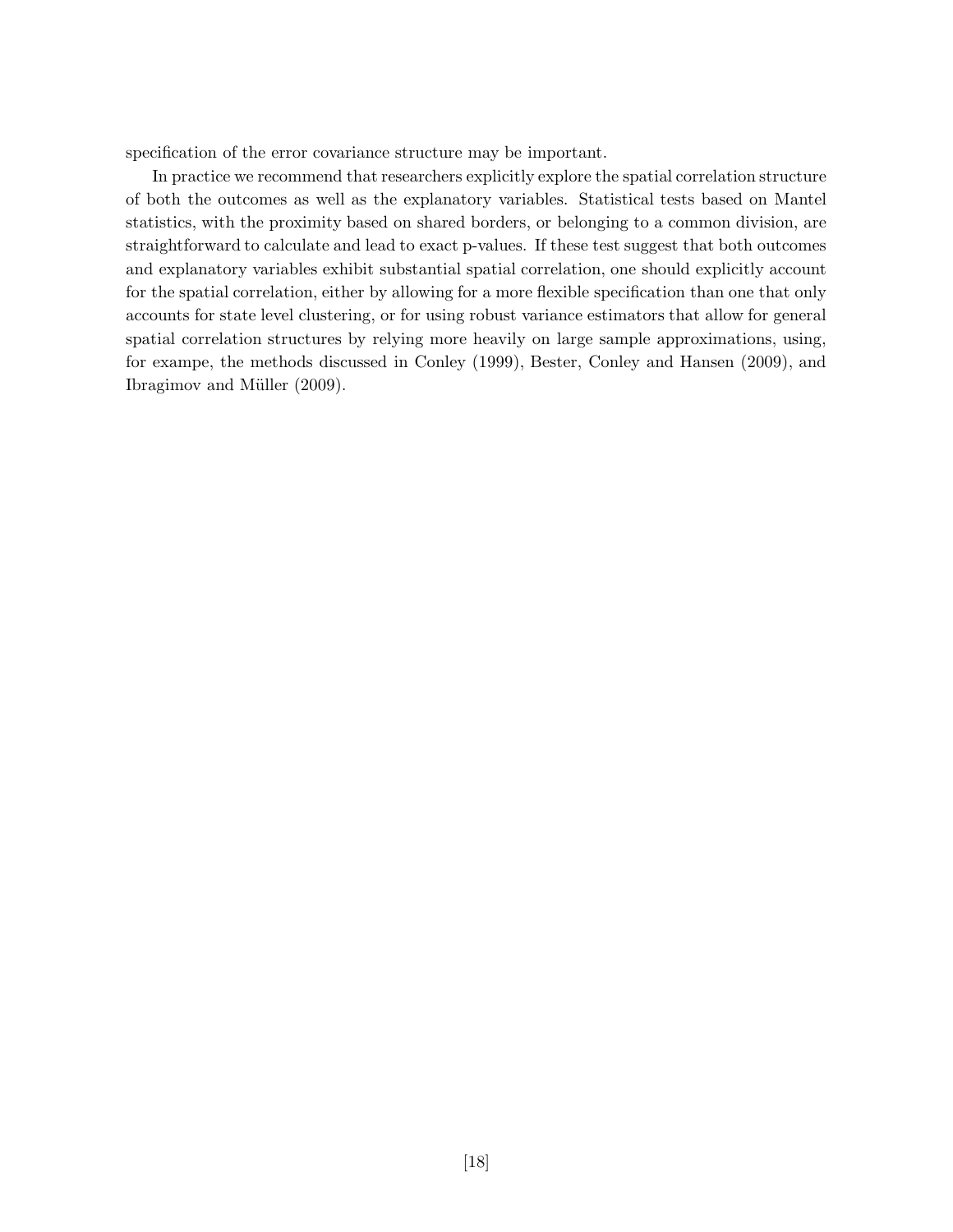specification of the error covariance structure may be important.

In practice we recommend that researchers explicitly explore the spatial correlation structure of both the outcomes as well as the explanatory variables. Statistical tests based on Mantel statistics, with the proximity based on shared borders, or belonging to a common division, are straightforward to calculate and lead to exact p-values. If these test suggest that both outcomes and explanatory variables exhibit substantial spatial correlation, one should explicitly account for the spatial correlation, either by allowing for a more flexible specification than one that only accounts for state level clustering, or for using robust variance estimators that allow for general spatial correlation structures by relying more heavily on large sample approximations, using, for exampe, the methods discussed in Conley (1999), Bester, Conley and Hansen (2009), and Ibragimov and Müller (2009).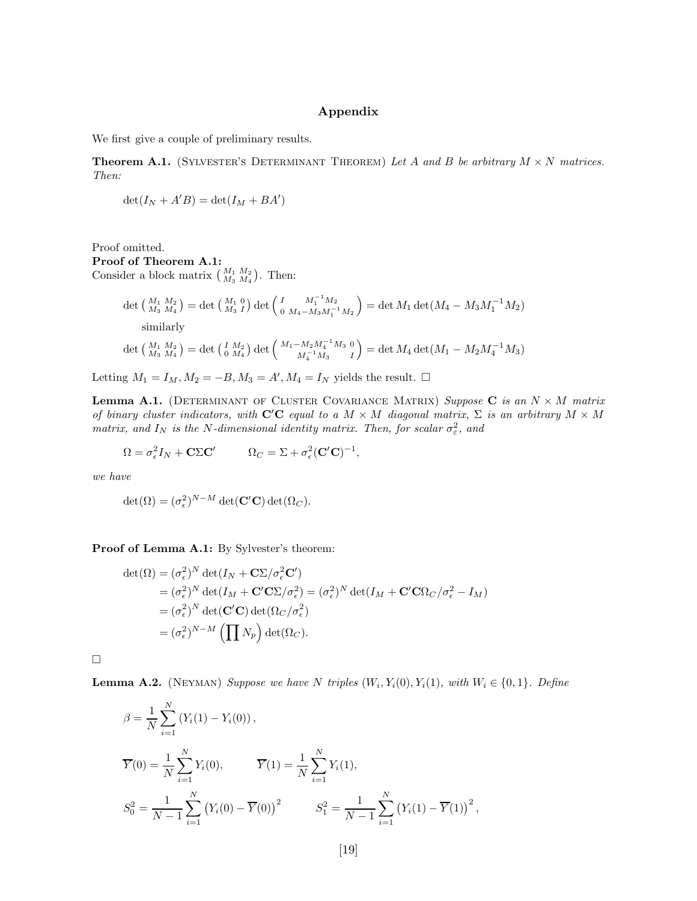# Appendix

We first give a couple of preliminary results.

**Theorem A.1.** (Sylvester's Determinant Theorem) *Let $A$ and $B$ be arbitrary $M \times N$ matrices. Then:*

$$\det(I_N + A'B) = \det(I_M + BA')$$

Proof omitted.

**Proof of Theorem A.1:**
Consider a block matrix $\left(\begin{smallmatrix} M_1 & M_2 \\ M_3 & M_4 \end{smallmatrix}\right)$. Then:

$$\det\left(\begin{smallmatrix} M_1 & M_2 \\ M_3 & M_4 \end{smallmatrix}\right) = \det\left(\begin{smallmatrix} M_1 & 0 \\ M_3 & I \end{smallmatrix}\right)\det\left(\begin{smallmatrix} I & M_1^{-1}M_2 \\ 0 & M_4 - M_3 M_1^{-1} M_2 \end{smallmatrix}\right) = \det M_1 \det(M_4 - M_3 M_1^{-1} M_2)$$

similarly

$$\det\left(\begin{smallmatrix} M_1 & M_2 \\ M_3 & M_4 \end{smallmatrix}\right) = \det\left(\begin{smallmatrix} I & M_2 \\ 0 & M_4 \end{smallmatrix}\right)\det\left(\begin{smallmatrix} M_1 - M_2 M_4^{-1} M_3 & 0 \\ M_4^{-1} M_3 & I \end{smallmatrix}\right) = \det M_4 \det(M_1 - M_2 M_4^{-1} M_3)$$

Letting $M_1 = I_M, M_2 = -B, M_3 = A', M_4 = I_N$ yields the result. $\square$

**Lemma A.1.** (Determinant of Cluster Covariance Matrix) *Suppose $\mathbf{C}$ is an $N \times M$ matrix of binary cluster indicators, with $\mathbf{C}'\mathbf{C}$ equal to a $M \times M$ diagonal matrix, $\Sigma$ is an arbitrary $M \times M$ matrix, and $I_N$ is the $N$-dimensional identity matrix. Then, for scalar $\sigma_\varepsilon^2$, and*

$$\Omega = \sigma_\epsilon^2 I_N + \mathbf{C}\Sigma\mathbf{C}' \qquad \Omega_C = \Sigma + \sigma_\epsilon^2(\mathbf{C}'\mathbf{C})^{-1},$$

*we have*

$$\det(\Omega) = (\sigma_\epsilon^2)^{N-M}\det(\mathbf{C}'\mathbf{C})\det(\Omega_C).$$

**Proof of Lemma A.1:** By Sylvester's theorem:

$$\begin{aligned}
\det(\Omega) &= (\sigma_\epsilon^2)^N \det(I_N + \mathbf{C}\Sigma/\sigma_\epsilon^2\mathbf{C}') \\
&= (\sigma_\epsilon^2)^N \det(I_M + \mathbf{C}'\mathbf{C}\Sigma/\sigma_\epsilon^2) = (\sigma_\epsilon^2)^N \det(I_M + \mathbf{C}'\mathbf{C}\Omega_C/\sigma_\epsilon^2 - I_M) \\
&= (\sigma_\epsilon^2)^N \det(\mathbf{C}'\mathbf{C})\det(\Omega_C/\sigma_\epsilon^2) \\
&= (\sigma_\epsilon^2)^{N-M}\left(\prod N_p\right)\det(\Omega_C).
\end{aligned}$$

$\square$

**Lemma A.2.** (Neyman) *Suppose we have $N$ triples $(W_i, Y_i(0), Y_i(1)$, with $W_i \in \{0,1\}$. Define*

$$\beta = \frac{1}{N}\sum_{i=1}^N \left(Y_i(1) - Y_i(0)\right),$$

$$\overline{Y}(0) = \frac{1}{N}\sum_{i=1}^N Y_i(0), \qquad \overline{Y}(1) = \frac{1}{N}\sum_{i=1}^N Y_i(1),$$

$$S_0^2 = \frac{1}{N-1}\sum_{i=1}^N \left(Y_i(0) - \overline{Y}(0)\right)^2 \qquad S_1^2 = \frac{1}{N-1}\sum_{i=1}^N \left(Y_i(1) - \overline{Y}(1)\right)^2,$$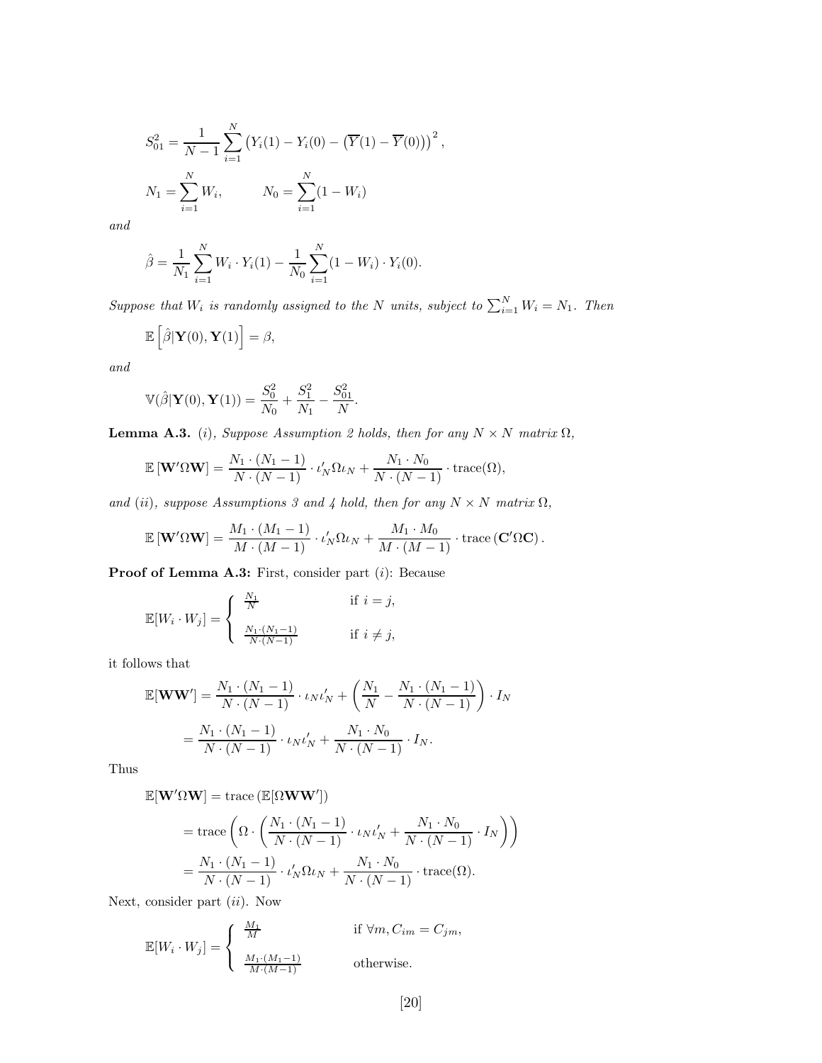$$S_{01}^2 = \frac{1}{N-1}\sum_{i=1}^{N}\left(Y_i(1) - Y_i(0) - \left(\overline{Y}(1) - \overline{Y}(0)\right)\right)^2,$$

$$N_1 = \sum_{i=1}^{N} W_i, \qquad N_0 = \sum_{i=1}^{N}(1 - W_i)$$

*and*

$$\hat{\beta} = \frac{1}{N_1}\sum_{i=1}^{N} W_i \cdot Y_i(1) - \frac{1}{N_0}\sum_{i=1}^{N}(1 - W_i)\cdot Y_i(0).$$

*Suppose that $W_i$ is randomly assigned to the $N$ units, subject to $\sum_{i=1}^{N} W_i = N_1$. Then*

$$\mathbb{E}\left[\hat{\beta}|\mathbf{Y}(0), \mathbf{Y}(1)\right] = \beta,$$

*and*

$$\mathbb{V}(\hat{\beta}|\mathbf{Y}(0), \mathbf{Y}(1)) = \frac{S_0^2}{N_0} + \frac{S_1^2}{N_1} - \frac{S_{01}^2}{N}.$$

**Lemma A.3.** *(i), Suppose Assumption 2 holds, then for any $N \times N$ matrix $\Omega$,*

$$\mathbb{E}\left[\mathbf{W}'\Omega\mathbf{W}\right] = \frac{N_1 \cdot (N_1 - 1)}{N \cdot (N-1)} \cdot \iota_N'\Omega\iota_N + \frac{N_1 \cdot N_0}{N \cdot (N-1)} \cdot \text{trace}(\Omega),$$

*and (ii), suppose Assumptions 3 and 4 hold, then for any $N \times N$ matrix $\Omega$,*

$$\mathbb{E}\left[\mathbf{W}'\Omega\mathbf{W}\right] = \frac{M_1 \cdot (M_1 - 1)}{M \cdot (M-1)} \cdot \iota_N'\Omega\iota_N + \frac{M_1 \cdot M_0}{M \cdot (M-1)} \cdot \text{trace}\left(\mathbf{C}'\Omega\mathbf{C}\right).$$

**Proof of Lemma A.3:** First, consider part $(i)$: Because

$$\mathbb{E}[W_i \cdot W_j] = \begin{cases} \frac{N_1}{N} & \text{if } i = j, \\ \frac{N_1 \cdot (N_1 - 1)}{N \cdot (N-1)} & \text{if } i \neq j, \end{cases}$$

it follows that

$$\mathbb{E}[\mathbf{W}\mathbf{W}'] = \frac{N_1 \cdot (N_1 - 1)}{N \cdot (N-1)} \cdot \iota_N\iota_N' + \left(\frac{N_1}{N} - \frac{N_1 \cdot (N_1 - 1)}{N \cdot (N-1)}\right) \cdot I_N$$

$$= \frac{N_1 \cdot (N_1 - 1)}{N \cdot (N-1)} \cdot \iota_N\iota_N' + \frac{N_1 \cdot N_0}{N \cdot (N-1)} \cdot I_N.$$

Thus

$$\mathbb{E}[\mathbf{W}'\Omega\mathbf{W}] = \text{trace}\left(\mathbb{E}[\Omega\mathbf{W}\mathbf{W}']\right)$$

$$= \text{trace}\left(\Omega \cdot \left(\frac{N_1 \cdot (N_1 - 1)}{N \cdot (N-1)} \cdot \iota_N\iota_N' + \frac{N_1 \cdot N_0}{N \cdot (N-1)} \cdot I_N\right)\right)$$

$$= \frac{N_1 \cdot (N_1 - 1)}{N \cdot (N-1)} \cdot \iota_N'\Omega\iota_N + \frac{N_1 \cdot N_0}{N \cdot (N-1)} \cdot \text{trace}(\Omega).$$

Next, consider part $(ii)$. Now

$$\mathbb{E}[W_i \cdot W_j] = \begin{cases} \frac{M_1}{M} & \text{if } \forall m, C_{im} = C_{jm}, \\ \frac{M_1 \cdot (M_1 - 1)}{M \cdot (M-1)} & \text{otherwise.} \end{cases}$$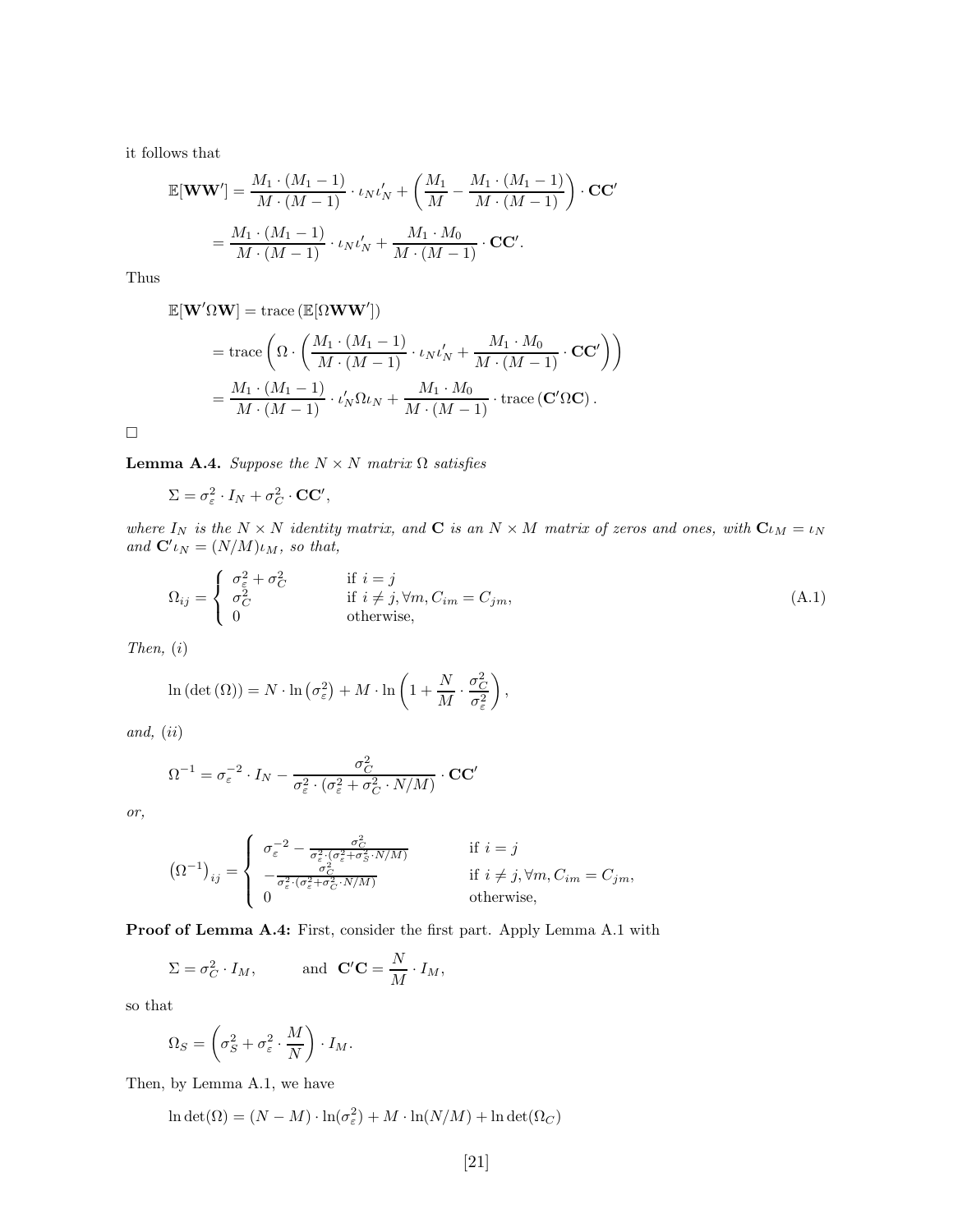it follows that

$$
\begin{aligned}
\mathbb{E}[\mathbf{W}\mathbf{W}'] &= \frac{M_1 \cdot (M_1 - 1)}{M \cdot (M-1)} \cdot \iota_N \iota_N' + \left( \frac{M_1}{M} - \frac{M_1 \cdot (M_1 - 1)}{M \cdot (M-1)} \right) \cdot \mathbf{C}\mathbf{C}' \\
&= \frac{M_1 \cdot (M_1 - 1)}{M \cdot (M-1)} \cdot \iota_N \iota_N' + \frac{M_1 \cdot M_0}{M \cdot (M-1)} \cdot \mathbf{C}\mathbf{C}'.
\end{aligned}
$$

Thus

$$
\begin{aligned}
\mathbb{E}[\mathbf{W}'\Omega\mathbf{W}] &= \text{trace}\left(\mathbb{E}[\Omega\mathbf{W}\mathbf{W}']\right) \\
&= \text{trace}\left(\Omega \cdot \left( \frac{M_1 \cdot (M_1 - 1)}{M \cdot (M-1)} \cdot \iota_N \iota_N' + \frac{M_1 \cdot M_0}{M \cdot (M-1)} \cdot \mathbf{C}\mathbf{C}' \right)\right) \\
&= \frac{M_1 \cdot (M_1 - 1)}{M \cdot (M-1)} \cdot \iota_N' \Omega \iota_N + \frac{M_1 \cdot M_0}{M \cdot (M-1)} \cdot \text{trace}\left(\mathbf{C}'\Omega\mathbf{C}\right).
\end{aligned}
$$

□

**Lemma A.4.** *Suppose the $N \times N$ matrix $\Omega$ satisfies*

$$
\Sigma = \sigma_\varepsilon^2 \cdot I_N + \sigma_C^2 \cdot \mathbf{C}\mathbf{C}',
$$

*where $I_N$ is the $N \times N$ identity matrix, and $\mathbf{C}$ is an $N \times M$ matrix of zeros and ones, with $\mathbf{C}\iota_M = \iota_N$ and $\mathbf{C}'\iota_N = (N/M)\iota_M$, so that,*

$$
\Omega_{ij} = \begin{cases} \sigma_\varepsilon^2 + \sigma_C^2 & \text{if } i = j \\ \sigma_C^2 & \text{if } i \neq j, \forall m, C_{im} = C_{jm}, \\ 0 & \text{otherwise,} \end{cases} \tag{A.1}
$$

*Then, (i)*

$$
\ln\left(\det\left(\Omega\right)\right) = N \cdot \ln\left(\sigma_\varepsilon^2\right) + M \cdot \ln\left(1 + \frac{N}{M} \cdot \frac{\sigma_C^2}{\sigma_\varepsilon^2}\right),
$$

*and, (ii)*

$$
\Omega^{-1} = \sigma_\varepsilon^{-2} \cdot I_N - \frac{\sigma_C^2}{\sigma_\varepsilon^2 \cdot (\sigma_\varepsilon^2 + \sigma_C^2 \cdot N/M)} \cdot \mathbf{C}\mathbf{C}'
$$

*or,*

$$
\left(\Omega^{-1}\right)_{ij} = \begin{cases} \sigma_\varepsilon^{-2} - \frac{\sigma_C^2}{\sigma_\varepsilon^2 \cdot (\sigma_\varepsilon^2 + \sigma_S^2 \cdot N/M)} & \text{if } i = j \\ -\frac{\sigma_C^2}{\sigma_\varepsilon^2 \cdot (\sigma_\varepsilon^2 + \sigma_C^2 \cdot N/M)} & \text{if } i \neq j, \forall m, C_{im} = C_{jm}, \\ 0 & \text{otherwise,} \end{cases}
$$

**Proof of Lemma A.4:** First, consider the first part. Apply Lemma A.1 with

$$
\Sigma = \sigma_C^2 \cdot I_M, \qquad \text{and } \ \mathbf{C}'\mathbf{C} = \frac{N}{M} \cdot I_M,
$$

so that

$$
\Omega_S = \left(\sigma_S^2 + \sigma_\varepsilon^2 \cdot \frac{M}{N}\right) \cdot I_M.
$$

Then, by Lemma A.1, we have

$$
\ln\det(\Omega) = (N - M) \cdot \ln(\sigma_\varepsilon^2) + M \cdot \ln(N/M) + \ln\det(\Omega_C)
$$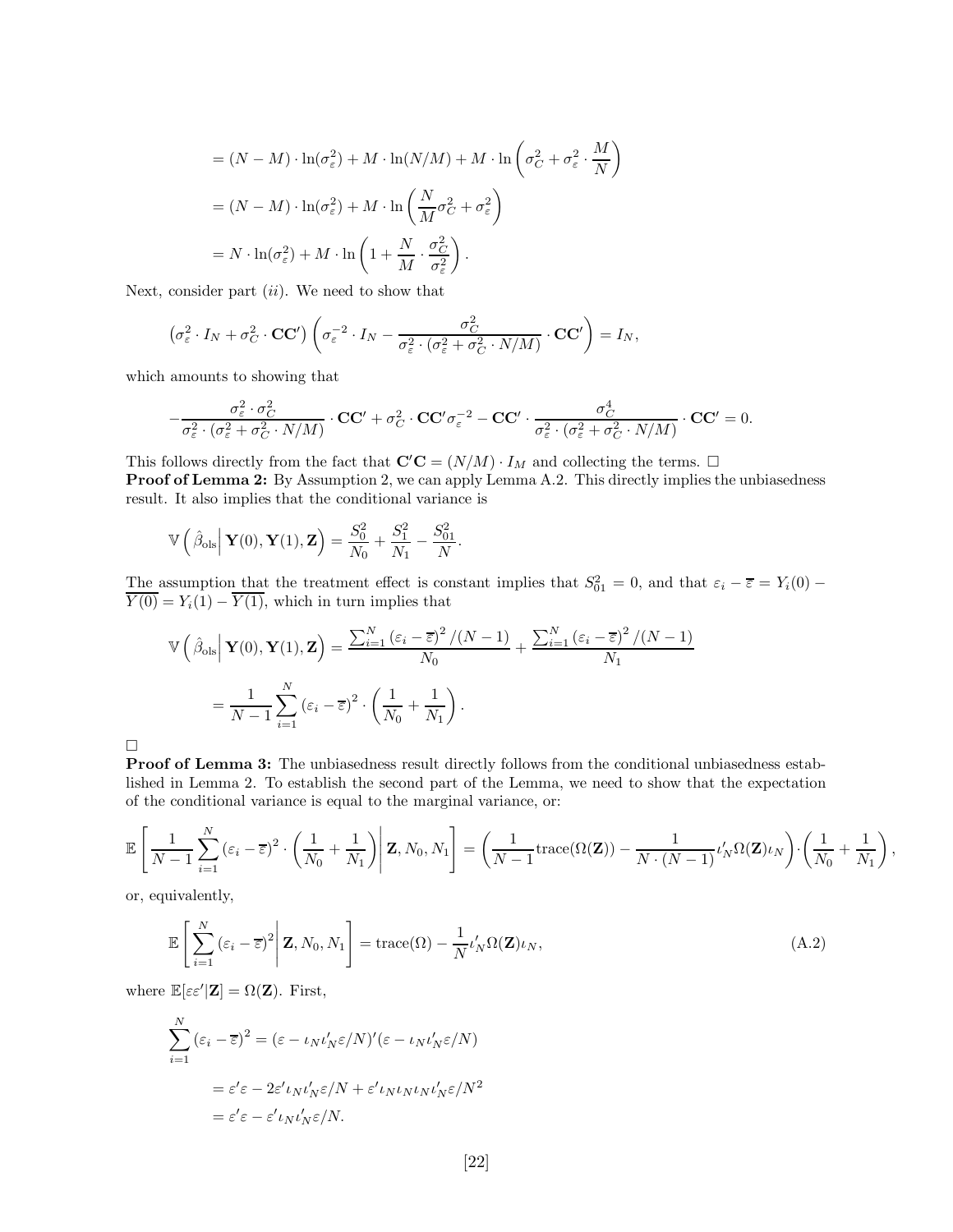$$= (N-M)\cdot \ln(\sigma_\varepsilon^2) + M\cdot \ln(N/M) + M\cdot \ln\left(\sigma_C^2 + \sigma_\varepsilon^2\cdot \frac{M}{N}\right)$$

$$= (N-M)\cdot \ln(\sigma_\varepsilon^2) + M\cdot \ln\left(\frac{N}{M}\sigma_C^2 + \sigma_\varepsilon^2\right)$$

$$= N\cdot \ln(\sigma_\varepsilon^2) + M\cdot \ln\left(1 + \frac{N}{M}\cdot\frac{\sigma_C^2}{\sigma_\varepsilon^2}\right).$$

Next, consider part $(ii)$. We need to show that

$$\left(\sigma_\varepsilon^2\cdot I_N + \sigma_C^2\cdot \mathbf{CC}'\right)\left(\sigma_\varepsilon^{-2}\cdot I_N - \frac{\sigma_C^2}{\sigma_\varepsilon^2\cdot(\sigma_\varepsilon^2 + \sigma_C^2\cdot N/M)}\cdot \mathbf{CC}'\right) = I_N,$$

which amounts to showing that

$$-\frac{\sigma_\varepsilon^2\cdot\sigma_C^2}{\sigma_\varepsilon^2\cdot(\sigma_\varepsilon^2 + \sigma_C^2\cdot N/M)}\cdot \mathbf{CC}' + \sigma_C^2\cdot \mathbf{CC}'\sigma_\varepsilon^{-2} - \mathbf{CC}'\cdot\frac{\sigma_C^4}{\sigma_\varepsilon^2\cdot(\sigma_\varepsilon^2 + \sigma_C^2\cdot N/M)}\cdot \mathbf{CC}' = 0.$$

This follows directly from the fact that $\mathbf{C}'\mathbf{C} = (N/M)\cdot I_M$ and collecting the terms. □

**Proof of Lemma 2:** By Assumption 2, we can apply Lemma A.2. This directly implies the unbiasedness result. It also implies that the conditional variance is

$$\mathbb{V}\left(\hat\beta_{\text{ols}}\middle|\,\mathbf{Y}(0),\mathbf{Y}(1),\mathbf{Z}\right) = \frac{S_0^2}{N_0} + \frac{S_1^2}{N_1} - \frac{S_{01}^2}{N}.$$

The assumption that the treatment effect is constant implies that $S_{01}^2 = 0$, and that $\varepsilon_i - \overline{\varepsilon} = Y_i(0) - \overline{Y(0)} = Y_i(1) - \overline{Y(1)}$, which in turn implies that

$$\mathbb{V}\left(\hat\beta_{\text{ols}}\middle|\,\mathbf{Y}(0),\mathbf{Y}(1),\mathbf{Z}\right) = \frac{\sum_{i=1}^N\left(\varepsilon_i-\overline{\varepsilon}\right)^2/(N-1)}{N_0} + \frac{\sum_{i=1}^N\left(\varepsilon_i-\overline{\varepsilon}\right)^2/(N-1)}{N_1}$$

$$= \frac{1}{N-1}\sum_{i=1}^N\left(\varepsilon_i-\overline{\varepsilon}\right)^2\cdot\left(\frac{1}{N_0}+\frac{1}{N_1}\right).$$

□

**Proof of Lemma 3:** The unbiasedness result directly follows from the conditional unbiasedness established in Lemma 2. To establish the second part of the Lemma, we need to show that the expectation of the conditional variance is equal to the marginal variance, or:

$$\mathbb{E}\left[\frac{1}{N-1}\sum_{i=1}^N\left(\varepsilon_i-\overline{\varepsilon}\right)^2\cdot\left(\frac{1}{N_0}+\frac{1}{N_1}\right)\middle|\,\mathbf{Z},N_0,N_1\right] = \left(\frac{1}{N-1}\text{trace}(\Omega(\mathbf{Z})) - \frac{1}{N\cdot(N-1)}\iota_N'\Omega(\mathbf{Z})\iota_N\right)\cdot\left(\frac{1}{N_0}+\frac{1}{N_1}\right),$$

or, equivalently,

$$\mathbb{E}\left[\sum_{i=1}^N\left(\varepsilon_i-\overline{\varepsilon}\right)^2\middle|\,\mathbf{Z},N_0,N_1\right] = \text{trace}(\Omega) - \frac{1}{N}\iota_N'\Omega(\mathbf{Z})\iota_N, \tag{A.2}$$

where $\mathbb{E}[\varepsilon\varepsilon'|\mathbf{Z}] = \Omega(\mathbf{Z})$. First,

$$\sum_{i=1}^N\left(\varepsilon_i-\overline{\varepsilon}\right)^2 = (\varepsilon - \iota_N\iota_N'\varepsilon/N)'(\varepsilon - \iota_N\iota_N'\varepsilon/N)$$

$$= \varepsilon'\varepsilon - 2\varepsilon'\iota_N\iota_N'\varepsilon/N + \varepsilon'\iota_N\iota_N\iota_N\iota_N'\varepsilon/N^2$$

$$= \varepsilon'\varepsilon - \varepsilon'\iota_N\iota_N'\varepsilon/N.$$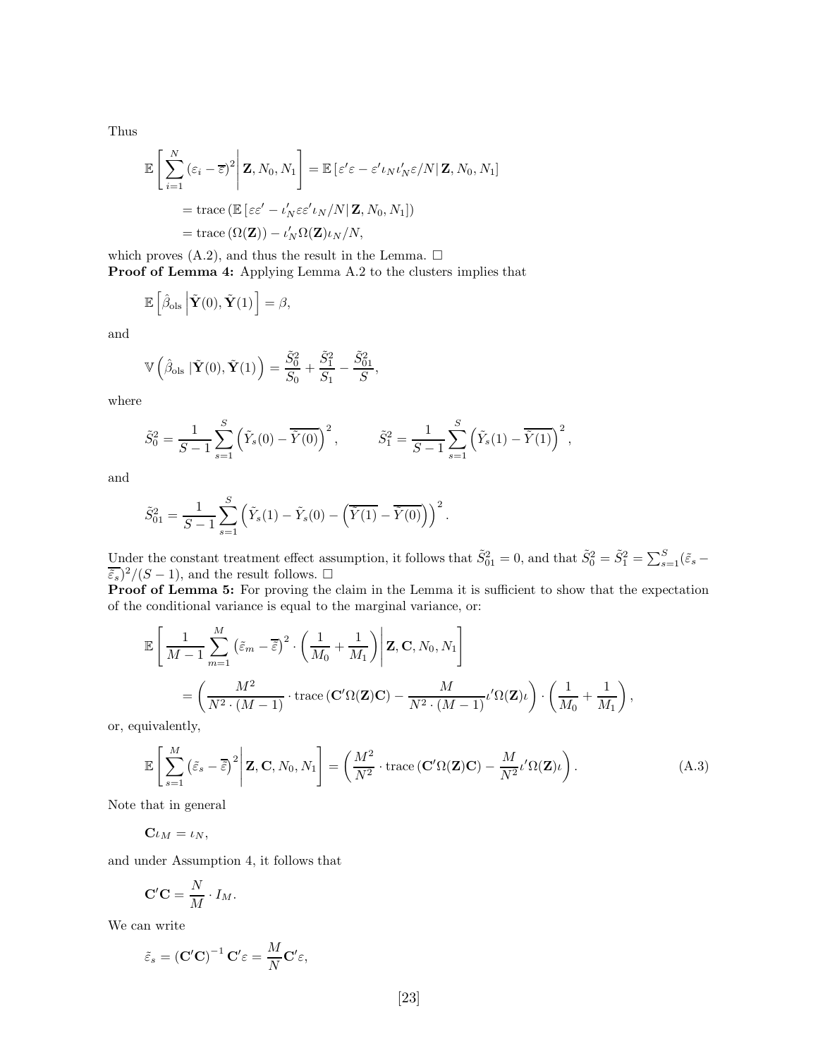Thus

$$\mathbb{E}\left[\sum_{i=1}^{N}(\varepsilon_i-\overline{\varepsilon})^2\right|\mathbf{Z},N_0,N_1\Bigg] = \mathbb{E}\left[\varepsilon'\varepsilon - \varepsilon'\iota_N\iota_N'\varepsilon/N\right|\mathbf{Z},N_0,N_1]$$

$$= \text{trace}\left(\mathbb{E}\left[\varepsilon\varepsilon' - \iota_N'\varepsilon\varepsilon'\iota_N/N\right|\mathbf{Z},N_0,N_1]\right)$$

$$= \text{trace}\left(\Omega(\mathbf{Z})\right) - \iota_N'\Omega(\mathbf{Z})\iota_N/N,$$

which proves (A.2), and thus the result in the Lemma. $\square$

**Proof of Lemma 4:** Applying Lemma A.2 to the clusters implies that

$$\mathbb{E}\left[\hat{\beta}_{\text{ols}}\middle|\tilde{\mathbf{Y}}(0),\tilde{\mathbf{Y}}(1)\right] = \beta,$$

and

$$\mathbb{V}\left(\hat{\beta}_{\text{ols}}\left|\tilde{\mathbf{Y}}(0),\tilde{\mathbf{Y}}(1)\right.\right) = \frac{\tilde{S}_0^2}{S_0} + \frac{\tilde{S}_1^2}{S_1} - \frac{\tilde{S}_{01}^2}{S},$$

where

$$\tilde{S}_0^2 = \frac{1}{S-1}\sum_{s=1}^{S}\left(\tilde{Y}_s(0) - \overline{\tilde{Y}(0)}\right)^2, \qquad \tilde{S}_1^2 = \frac{1}{S-1}\sum_{s=1}^{S}\left(\tilde{Y}_s(1) - \overline{\tilde{Y}(1)}\right)^2,$$

and

$$\tilde{S}_{01}^2 = \frac{1}{S-1}\sum_{s=1}^{S}\left(\tilde{Y}_s(1) - \tilde{Y}_s(0) - \left(\overline{\tilde{Y}(1)} - \overline{\tilde{Y}(0)}\right)\right)^2.$$

Under the constant treatment effect assumption, it follows that $\tilde{S}_{01}^2 = 0$, and that $\tilde{S}_0^2 = \tilde{S}_1^2 = \sum_{s=1}^{S}(\tilde{\varepsilon}_s - \overline{\tilde{\varepsilon}_s})^2/(S-1)$, and the result follows. $\square$

**Proof of Lemma 5:** For proving the claim in the Lemma it is sufficient to show that the expectation of the conditional variance is equal to the marginal variance, or:

$$\mathbb{E}\left[\frac{1}{M-1}\sum_{m=1}^{M}\left(\tilde{\varepsilon}_m - \overline{\tilde{\varepsilon}}\right)^2\cdot\left(\frac{1}{M_0}+\frac{1}{M_1}\right)\right|\mathbf{Z},\mathbf{C},N_0,N_1\Bigg]$$

$$= \left(\frac{M^2}{N^2\cdot(M-1)}\cdot\text{trace}\left(\mathbf{C}'\Omega(\mathbf{Z})\mathbf{C}\right) - \frac{M}{N^2\cdot(M-1)}\iota'\Omega(\mathbf{Z})\iota\right)\cdot\left(\frac{1}{M_0}+\frac{1}{M_1}\right),$$

or, equivalently,

$$\mathbb{E}\left[\sum_{s=1}^{M}\left(\tilde{\varepsilon}_s - \overline{\tilde{\varepsilon}}\right)^2\right|\mathbf{Z},\mathbf{C},N_0,N_1\Bigg] = \left(\frac{M^2}{N^2}\cdot\text{trace}\left(\mathbf{C}'\Omega(\mathbf{Z})\mathbf{C}\right) - \frac{M}{N^2}\iota'\Omega(\mathbf{Z})\iota\right). \tag{A.3}$$

Note that in general

$$\mathbf{C}\iota_M = \iota_N,$$

and under Assumption 4, it follows that

$$\mathbf{C}'\mathbf{C} = \frac{N}{M}\cdot I_M.$$

We can write

$$\tilde{\varepsilon}_s = \left(\mathbf{C}'\mathbf{C}\right)^{-1}\mathbf{C}'\varepsilon = \frac{M}{N}\mathbf{C}'\varepsilon,$$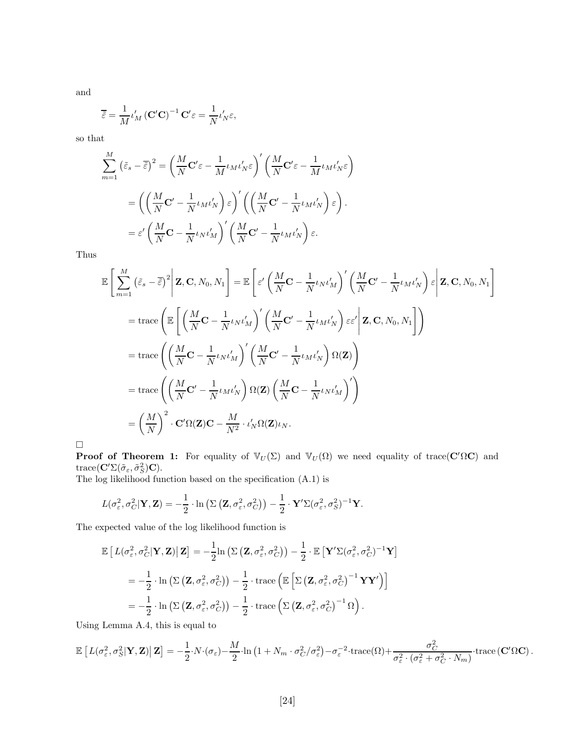and

$$\overline{\tilde{\varepsilon}} = \frac{1}{M}\iota_M'\left(\mathbf{C}'\mathbf{C}\right)^{-1}\mathbf{C}'\varepsilon = \frac{1}{N}\iota_N'\varepsilon,$$

so that

$$\begin{aligned}
\sum_{m=1}^{M}\left(\tilde{\varepsilon}_s - \overline{\tilde{\varepsilon}}\right)^2 &= \left(\frac{M}{N}\mathbf{C}'\varepsilon - \frac{1}{M}\iota_M\iota_N'\varepsilon\right)'\left(\frac{M}{N}\mathbf{C}'\varepsilon - \frac{1}{M}\iota_M\iota_N'\varepsilon\right) \\
&= \left(\left(\frac{M}{N}\mathbf{C}' - \frac{1}{N}\iota_M\iota_N'\right)\varepsilon\right)'\left(\left(\frac{M}{N}\mathbf{C}' - \frac{1}{N}\iota_M\iota_N'\right)\varepsilon\right). \\
&= \varepsilon'\left(\frac{M}{N}\mathbf{C} - \frac{1}{N}\iota_N\iota_M'\right)'\left(\frac{M}{N}\mathbf{C}' - \frac{1}{N}\iota_M\iota_N'\right)\varepsilon.
\end{aligned}$$

Thus

$$\begin{aligned}
\mathbb{E}\left[\sum_{m=1}^{M}\left(\tilde{\varepsilon}_s - \overline{\tilde{\varepsilon}}\right)^2\middle|\mathbf{Z},\mathbf{C},N_0,N_1\right] &= \mathbb{E}\left[\varepsilon'\left(\frac{M}{N}\mathbf{C} - \frac{1}{N}\iota_N\iota_M'\right)'\left(\frac{M}{N}\mathbf{C}' - \frac{1}{N}\iota_M\iota_N'\right)\varepsilon\middle|\mathbf{Z},\mathbf{C},N_0,N_1\right] \\
&= \text{trace}\left(\mathbb{E}\left[\left(\frac{M}{N}\mathbf{C} - \frac{1}{N}\iota_N\iota_M'\right)'\left(\frac{M}{N}\mathbf{C}' - \frac{1}{N}\iota_M\iota_N'\right)\varepsilon\varepsilon'\middle|\mathbf{Z},\mathbf{C},N_0,N_1\right]\right) \\
&= \text{trace}\left(\left(\frac{M}{N}\mathbf{C} - \frac{1}{N}\iota_N\iota_M'\right)'\left(\frac{M}{N}\mathbf{C}' - \frac{1}{N}\iota_M\iota_N'\right)\Omega(\mathbf{Z})\right) \\
&= \text{trace}\left(\left(\frac{M}{N}\mathbf{C}' - \frac{1}{N}\iota_M\iota_N'\right)\Omega(\mathbf{Z})\left(\frac{M}{N}\mathbf{C} - \frac{1}{N}\iota_N\iota_M'\right)'\right) \\
&= \left(\frac{M}{N}\right)^2\cdot\mathbf{C}'\Omega(\mathbf{Z})\mathbf{C} - \frac{M}{N^2}\cdot\iota_N'\Omega(\mathbf{Z})\iota_N.
\end{aligned}$$

□

**Proof of Theorem 1:** For equality of $\mathbb{V}_U(\Sigma)$ and $\mathbb{V}_U(\Omega)$ we need equality of trace($\mathbf{C}'\Omega\mathbf{C}$) and trace($\mathbf{C}'\Sigma(\tilde{\sigma}_\varepsilon,\tilde{\sigma}_S^2)\mathbf{C}$).

The log likelihood function based on the specification (A.1) is

$$L(\sigma_\varepsilon^2,\sigma_C^2|\mathbf{Y},\mathbf{Z}) = -\frac{1}{2}\cdot\ln\left(\Sigma\left(\mathbf{Z},\sigma_\varepsilon^2,\sigma_C^2\right)\right) - \frac{1}{2}\cdot\mathbf{Y}'\Sigma(\sigma_\varepsilon^2,\sigma_S^2)^{-1}\mathbf{Y}.$$

The expected value of the log likelihood function is

$$\begin{aligned}
\mathbb{E}\left[\,L(\sigma_\varepsilon^2,\sigma_C^2|\mathbf{Y},\mathbf{Z})\middle|\,\mathbf{Z}\right] &= -\frac{1}{2}\ln\left(\Sigma\left(\mathbf{Z},\sigma_\varepsilon^2,\sigma_C^2\right)\right) - \frac{1}{2}\cdot\mathbb{E}\left[\mathbf{Y}'\Sigma(\sigma_\varepsilon^2,\sigma_C^2)^{-1}\mathbf{Y}\right] \\
&= -\frac{1}{2}\cdot\ln\left(\Sigma\left(\mathbf{Z},\sigma_\varepsilon^2,\sigma_C^2\right)\right) - \frac{1}{2}\cdot\text{trace}\left(\mathbb{E}\left[\Sigma\left(\mathbf{Z},\sigma_\varepsilon^2,\sigma_C^2\right)^{-1}\mathbf{Y}\mathbf{Y}'\right)\right] \\
&= -\frac{1}{2}\cdot\ln\left(\Sigma\left(\mathbf{Z},\sigma_\varepsilon^2,\sigma_C^2\right)\right) - \frac{1}{2}\cdot\text{trace}\left(\Sigma\left(\mathbf{Z},\sigma_\varepsilon^2,\sigma_C^2\right)^{-1}\Omega\right).
\end{aligned}$$

Using Lemma A.4, this is equal to

$$\mathbb{E}\left[\,L(\sigma_\varepsilon^2,\sigma_S^2|\mathbf{Y},\mathbf{Z})\middle|\,\mathbf{Z}\right] = -\frac{1}{2}\cdot N\cdot(\sigma_\varepsilon) - \frac{M}{2}\cdot\ln\left(1 + N_m\cdot\sigma_C^2/\sigma_\varepsilon^2\right) - \sigma_\varepsilon^{-2}\cdot\text{trace}(\Omega) + \frac{\sigma_C^2}{\sigma_\varepsilon^2\cdot(\sigma_\varepsilon^2 + \sigma_C^2\cdot N_m)}\cdot\text{trace}\left(\mathbf{C}'\Omega\mathbf{C}\right).$$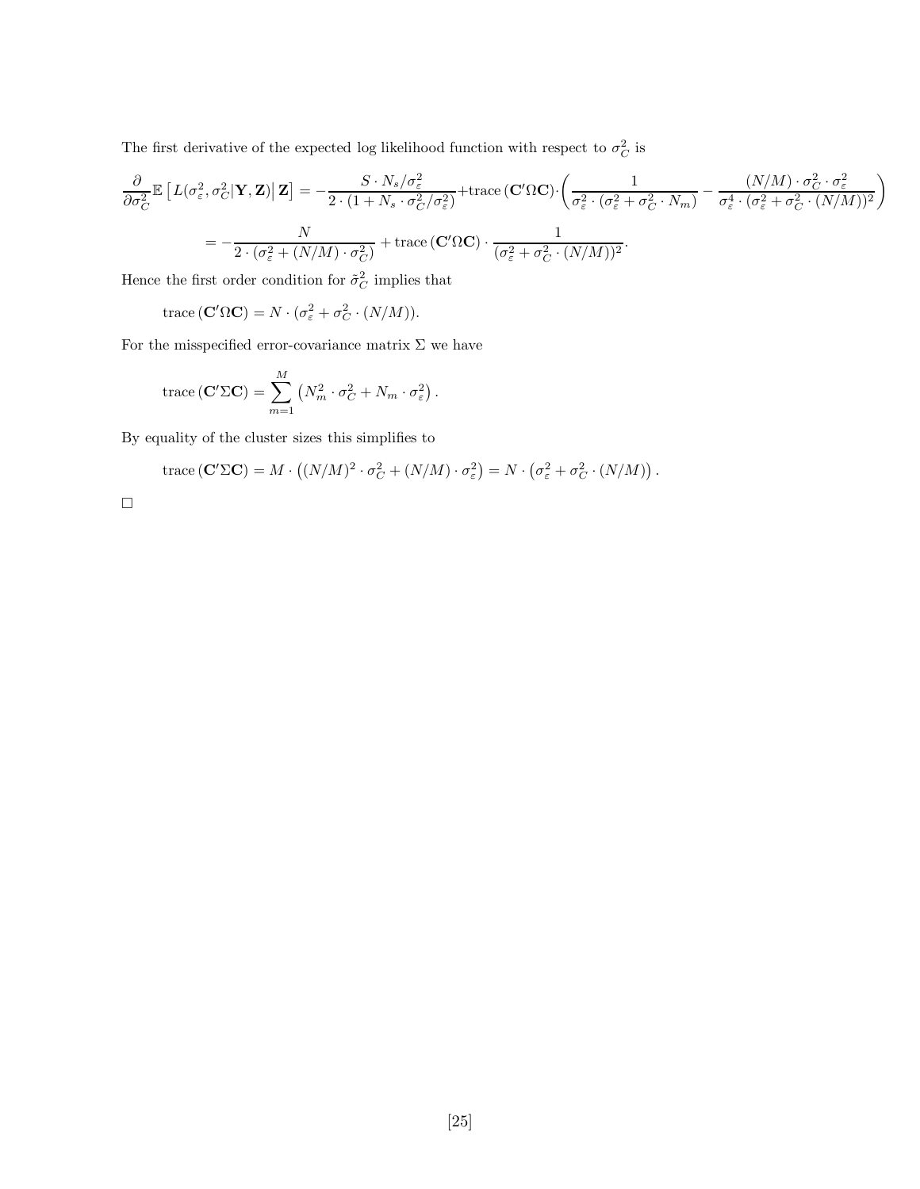The first derivative of the expected log likelihood function with respect to $\sigma_C^2$ is

$$\frac{\partial}{\partial \sigma_C^2}\mathbb{E}\left[L(\sigma_\varepsilon^2, \sigma_C^2|\mathbf{Y},\mathbf{Z})\middle|\,\mathbf{Z}\right] = -\frac{S\cdot N_s/\sigma_\varepsilon^2}{2\cdot(1+N_s\cdot\sigma_C^2/\sigma_\varepsilon^2)} + \text{trace}\left(\mathbf{C}'\Omega\mathbf{C}\right)\cdot\left(\frac{1}{\sigma_\varepsilon^2\cdot(\sigma_\varepsilon^2+\sigma_C^2\cdot N_m)} - \frac{(N/M)\cdot\sigma_C^2\cdot\sigma_\varepsilon^2}{\sigma_\varepsilon^4\cdot(\sigma_\varepsilon^2+\sigma_C^2\cdot(N/M))^2}\right)$$

$$= -\frac{N}{2\cdot(\sigma_\varepsilon^2+(N/M)\cdot\sigma_C^2)} + \text{trace}\left(\mathbf{C}'\Omega\mathbf{C}\right)\cdot\frac{1}{(\sigma_\varepsilon^2+\sigma_C^2\cdot(N/M))^2}.$$

Hence the first order condition for $\tilde{\sigma}_C^2$ implies that

$$\text{trace}\left(\mathbf{C}'\Omega\mathbf{C}\right) = N\cdot(\sigma_\varepsilon^2+\sigma_C^2\cdot(N/M)).$$

For the misspecified error-covariance matrix $\Sigma$ we have

$$\text{trace}\left(\mathbf{C}'\Sigma\mathbf{C}\right) = \sum_{m=1}^{M}\left(N_m^2\cdot\sigma_C^2 + N_m\cdot\sigma_\varepsilon^2\right).$$

By equality of the cluster sizes this simplifies to

$$\text{trace}\left(\mathbf{C}'\Sigma\mathbf{C}\right) = M\cdot\left((N/M)^2\cdot\sigma_C^2+(N/M)\cdot\sigma_\varepsilon^2\right) = N\cdot\left(\sigma_\varepsilon^2+\sigma_C^2\cdot(N/M)\right).$$

□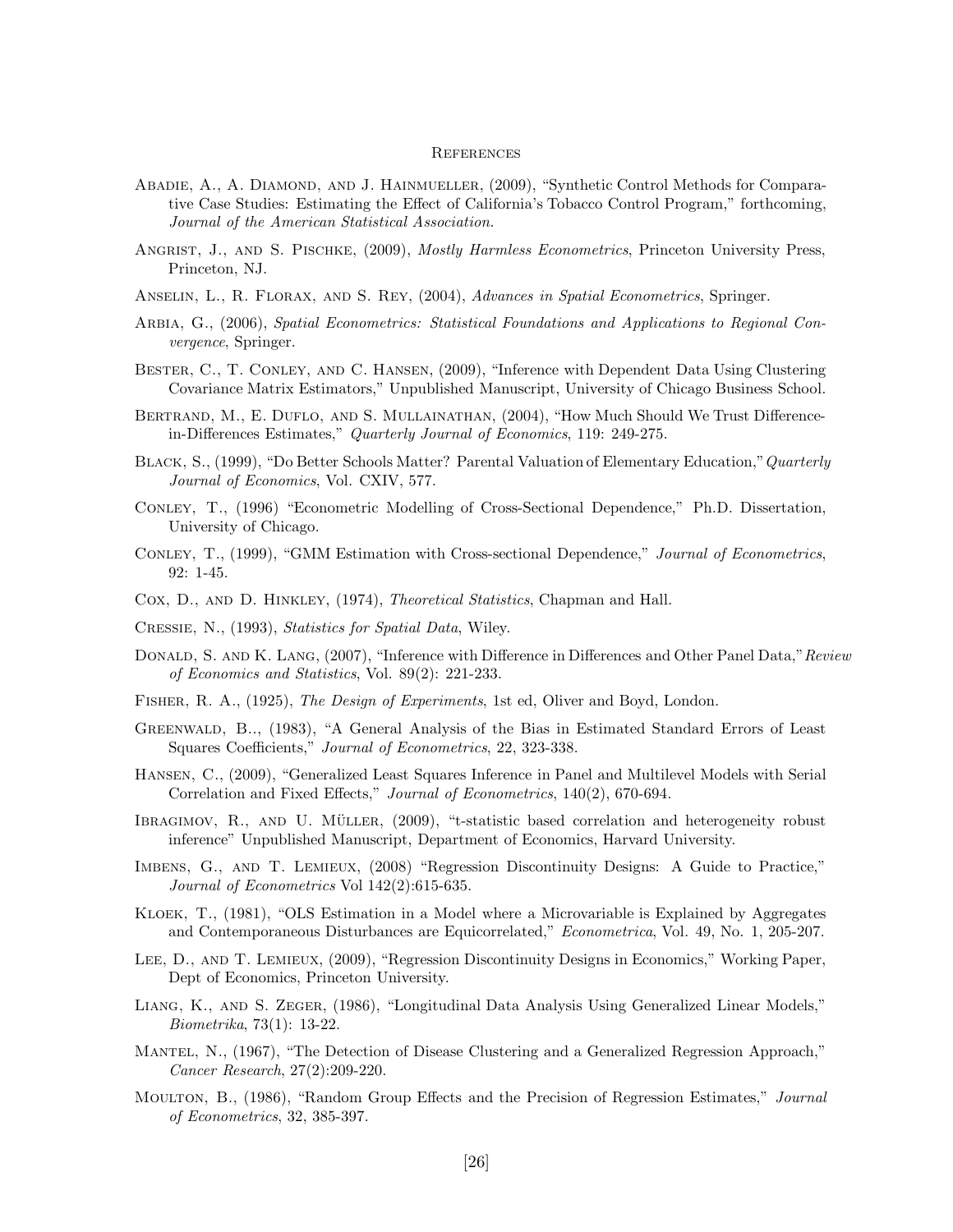## References

Abadie, A., A. Diamond, and J. Hainmueller, (2009), "Synthetic Control Methods for Comparative Case Studies: Estimating the Effect of California's Tobacco Control Program," forthcoming, *Journal of the American Statistical Association.*

Angrist, J., and S. Pischke, (2009), *Mostly Harmless Econometrics*, Princeton University Press, Princeton, NJ.

Anselin, L., R. Florax, and S. Rey, (2004), *Advances in Spatial Econometrics*, Springer.

Arbia, G., (2006), *Spatial Econometrics: Statistical Foundations and Applications to Regional Convergence*, Springer.

Bester, C., T. Conley, and C. Hansen, (2009), "Inference with Dependent Data Using Clustering Covariance Matrix Estimators," Unpublished Manuscript, University of Chicago Business School.

Bertrand, M., E. Duflo, and S. Mullainathan, (2004), "How Much Should We Trust Difference-in-Differences Estimates," *Quarterly Journal of Economics*, 119: 249-275.

Black, S., (1999), "Do Better Schools Matter? Parental Valuation of Elementary Education," *Quarterly Journal of Economics*, Vol. CXIV, 577.

Conley, T., (1996) "Econometric Modelling of Cross-Sectional Dependence," Ph.D. Dissertation, University of Chicago.

Conley, T., (1999), "GMM Estimation with Cross-sectional Dependence," *Journal of Econometrics*, 92: 1-45.

Cox, D., and D. Hinkley, (1974), *Theoretical Statistics*, Chapman and Hall.

Cressie, N., (1993), *Statistics for Spatial Data*, Wiley.

Donald, S. and K. Lang, (2007), "Inference with Difference in Differences and Other Panel Data," *Review of Economics and Statistics*, Vol. 89(2): 221-233.

Fisher, R. A., (1925), *The Design of Experiments*, 1st ed, Oliver and Boyd, London.

Greenwald, B.., (1983), "A General Analysis of the Bias in Estimated Standard Errors of Least Squares Coefficients," *Journal of Econometrics*, 22, 323-338.

Hansen, C., (2009), "Generalized Least Squares Inference in Panel and Multilevel Models with Serial Correlation and Fixed Effects," *Journal of Econometrics*, 140(2), 670-694.

Ibragimov, R., and U. Müller, (2009), "t-statistic based correlation and heterogeneity robust inference" Unpublished Manuscript, Department of Economics, Harvard University.

Imbens, G., and T. Lemieux, (2008) "Regression Discontinuity Designs: A Guide to Practice," *Journal of Econometrics* Vol 142(2):615-635.

Kloek, T., (1981), "OLS Estimation in a Model where a Microvariable is Explained by Aggregates and Contemporaneous Disturbances are Equicorrelated," *Econometrica*, Vol. 49, No. 1, 205-207.

Lee, D., and T. Lemieux, (2009), "Regression Discontinuity Designs in Economics," Working Paper, Dept of Economics, Princeton University.

Liang, K., and S. Zeger, (1986), "Longitudinal Data Analysis Using Generalized Linear Models," *Biometrika*, 73(1): 13-22.

Mantel, N., (1967), "The Detection of Disease Clustering and a Generalized Regression Approach," *Cancer Research*, 27(2):209-220.

Moulton, B., (1986), "Random Group Effects and the Precision of Regression Estimates," *Journal of Econometrics*, 32, 385-397.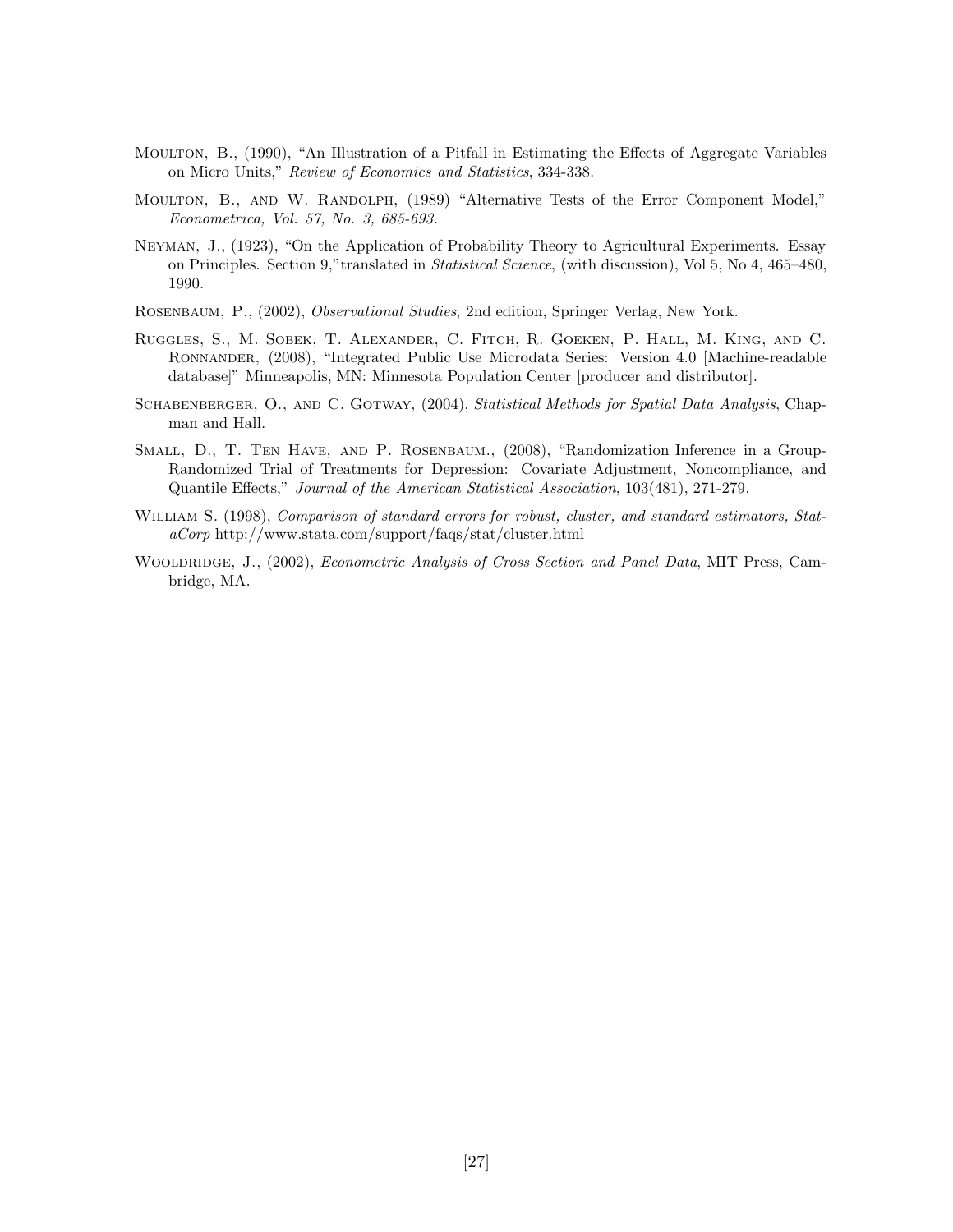Moulton, B., (1990), "An Illustration of a Pitfall in Estimating the Effects of Aggregate Variables on Micro Units," *Review of Economics and Statistics*, 334-338.

Moulton, B., and W. Randolph, (1989) "Alternative Tests of the Error Component Model," *Econometrica, Vol. 57, No. 3, 685-693.*

Neyman, J., (1923), "On the Application of Probability Theory to Agricultural Experiments. Essay on Principles. Section 9,"translated in *Statistical Science*, (with discussion), Vol 5, No 4, 465–480, 1990.

Rosenbaum, P., (2002), *Observational Studies*, 2nd edition, Springer Verlag, New York.

Ruggles, S., M. Sobek, T. Alexander, C. Fitch, R. Goeken, P. Hall, M. King, and C. Ronnander, (2008), "Integrated Public Use Microdata Series: Version 4.0 [Machine-readable database]" Minneapolis, MN: Minnesota Population Center [producer and distributor].

Schabenberger, O., and C. Gotway, (2004), *Statistical Methods for Spatial Data Analysis*, Chapman and Hall.

Small, D., T. Ten Have, and P. Rosenbaum., (2008), "Randomization Inference in a Group-Randomized Trial of Treatments for Depression: Covariate Adjustment, Noncompliance, and Quantile Effects," *Journal of the American Statistical Association*, 103(481), 271-279.

William S. (1998), *Comparison of standard errors for robust, cluster, and standard estimators, StataCorp* http://www.stata.com/support/faqs/stat/cluster.html

Wooldridge, J., (2002), *Econometric Analysis of Cross Section and Panel Data*, MIT Press, Cambridge, MA.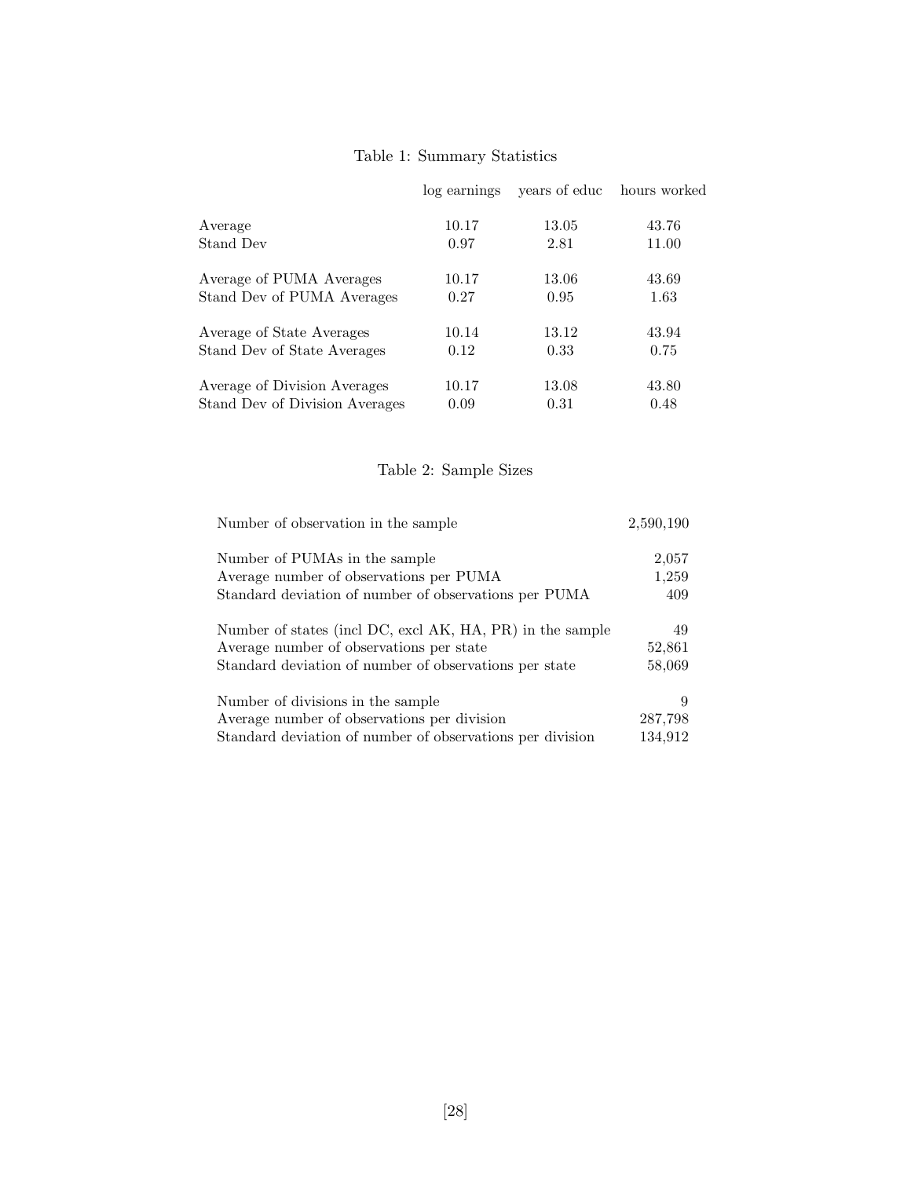Table 1: Summary Statistics

| | log earnings | years of educ | hours worked |
|---|---|---|---|
| Average | 10.17 | 13.05 | 43.76 |
| Stand Dev | 0.97 | 2.81 | 11.00 |
| Average of PUMA Averages | 10.17 | 13.06 | 43.69 |
| Stand Dev of PUMA Averages | 0.27 | 0.95 | 1.63 |
| Average of State Averages | 10.14 | 13.12 | 43.94 |
| Stand Dev of State Averages | 0.12 | 0.33 | 0.75 |
| Average of Division Averages | 10.17 | 13.08 | 43.80 |
| Stand Dev of Division Averages | 0.09 | 0.31 | 0.48 |

Table 2: Sample Sizes

| | |
|---|---|
| Number of observation in the sample | 2,590,190 |
| Number of PUMAs in the sample | 2,057 |
| Average number of observations per PUMA | 1,259 |
| Standard deviation of number of observations per PUMA | 409 |
| Number of states (incl DC, excl AK, HA, PR) in the sample | 49 |
| Average number of observations per state | 52,861 |
| Standard deviation of number of observations per state | 58,069 |
| Number of divisions in the sample | 9 |
| Average number of observations per division | 287,798 |
| Standard deviation of number of observations per division | 134,912 |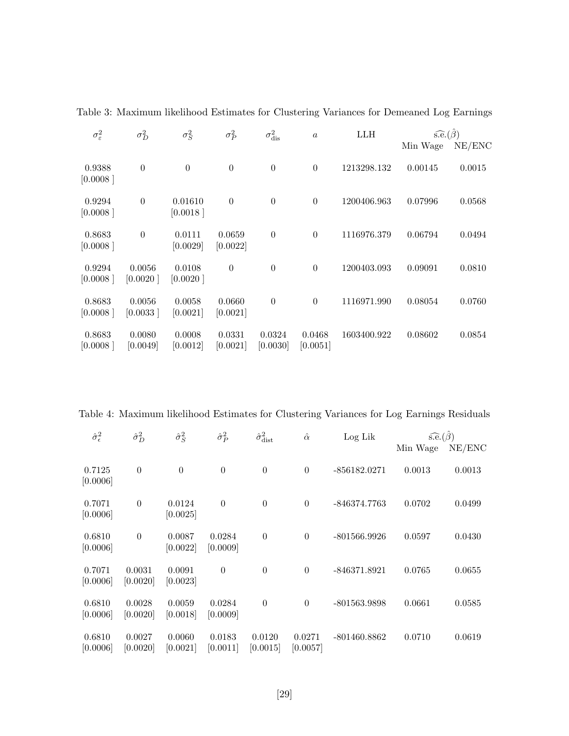Table 3: Maximum likelihood Estimates for Clustering Variances for Demeaned Log Earnings

| $\sigma^2_\varepsilon$ | $\sigma^2_D$ | $\sigma^2_S$ | $\sigma^2_P$ | $\sigma^2_{\text{dis}}$ | $a$ | LLH | $\widehat{\text{s.e.}}(\hat{\beta})$ | |
|---|---|---|---|---|---|---|---|---|
| | | | | | | | Min Wage | NE/ENC |
| 0.9388 [0.0008 ] | 0 | 0 | 0 | 0 | 0 | 1213298.132 | 0.00145 | 0.0015 |
| 0.9294 [0.0008 ] | 0 | 0.01610 [0.0018 ] | 0 | 0 | 0 | 1200406.963 | 0.07996 | 0.0568 |
| 0.8683 [0.0008 ] | 0 | 0.0111 [0.0029] | 0.0659 [0.0022] | 0 | 0 | 1116976.379 | 0.06794 | 0.0494 |
| 0.9294 [0.0008 ] | 0.0056 [0.0020 ] | 0.0108 [0.0020 ] | 0 | 0 | 0 | 1200403.093 | 0.09091 | 0.0810 |
| 0.8683 [0.0008 ] | 0.0056 [0.0033 ] | 0.0058 [0.0021] | 0.0660 [0.0021] | 0 | 0 | 1116971.990 | 0.08054 | 0.0760 |
| 0.8683 [0.0008 ] | 0.0080 [0.0049] | 0.0008 [0.0012] | 0.0331 [0.0021] | 0.0324 [0.0030] | 0.0468 [0.0051] | 1603400.922 | 0.08602 | 0.0854 |

Table 4: Maximum likelihood Estimates for Clustering Variances for Log Earnings Residuals

| $\hat{\sigma}^2_\epsilon$ | $\hat{\sigma}^2_D$ | $\hat{\sigma}^2_S$ | $\hat{\sigma}^2_P$ | $\hat{\sigma}^2_{\text{dist}}$ | $\hat{\alpha}$ | Log Lik | $\widehat{\text{s.e.}}(\hat{\beta})$ | |
|---|---|---|---|---|---|---|---|---|
| | | | | | | | Min Wage | NE/ENC |
| 0.7125 [0.0006] | 0 | 0 | 0 | 0 | 0 | -856182.0271 | 0.0013 | 0.0013 |
| 0.7071 [0.0006] | 0 | 0.0124 [0.0025] | 0 | 0 | 0 | -846374.7763 | 0.0702 | 0.0499 |
| 0.6810 [0.0006] | 0 | 0.0087 [0.0022] | 0.0284 [0.0009] | 0 | 0 | -801566.9926 | 0.0597 | 0.0430 |
| 0.7071 [0.0006] | 0.0031 [0.0020] | 0.0091 [0.0023] | 0 | 0 | 0 | -846371.8921 | 0.0765 | 0.0655 |
| 0.6810 [0.0006] | 0.0028 [0.0020] | 0.0059 [0.0018] | 0.0284 [0.0009] | 0 | 0 | -801563.9898 | 0.0661 | 0.0585 |
| 0.6810 [0.0006] | 0.0027 [0.0020] | 0.0060 [0.0021] | 0.0183 [0.0011] | 0.0120 [0.0015] | 0.0271 [0.0057] | -801460.8862 | 0.0710 | 0.0619 |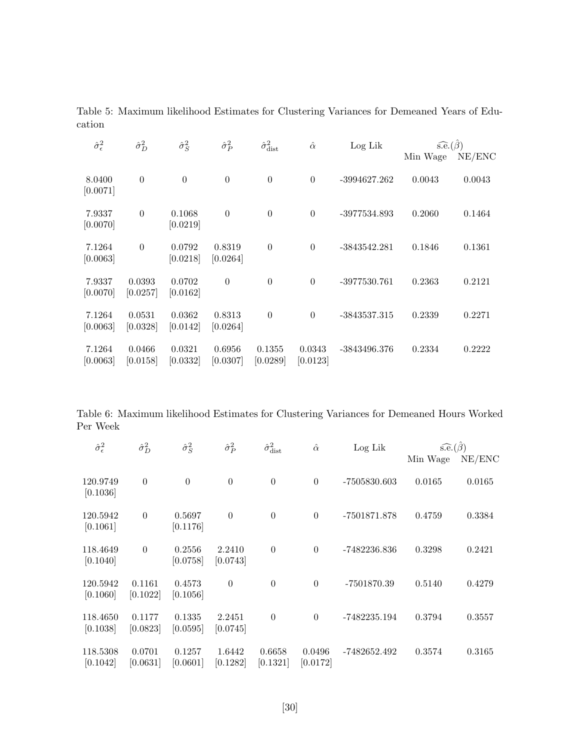Table 5: Maximum likelihood Estimates for Clustering Variances for Demeaned Years of Education

| $\hat{\sigma}^2_\epsilon$ | $\hat{\sigma}^2_D$ | $\hat{\sigma}^2_S$ | $\hat{\sigma}^2_P$ | $\hat{\sigma}^2_{\text{dist}}$ | $\hat{\alpha}$ | Log Lik | $\widehat{\text{s.e.}}(\hat{\beta})$ | |
|---|---|---|---|---|---|---|---|---|
| | | | | | | | Min Wage | NE/ENC |
| 8.0400 [0.0071] | 0 | 0 | 0 | 0 | 0 | -3994627.262 | 0.0043 | 0.0043 |
| 7.9337 [0.0070] | 0 | 0.1068 [0.0219] | 0 | 0 | 0 | -3977534.893 | 0.2060 | 0.1464 |
| 7.1264 [0.0063] | 0 | 0.0792 [0.0218] | 0.8319 [0.0264] | 0 | 0 | -3843542.281 | 0.1846 | 0.1361 |
| 7.9337 [0.0070] | 0.0393 [0.0257] | 0.0702 [0.0162] | 0 | 0 | 0 | -3977530.761 | 0.2363 | 0.2121 |
| 7.1264 [0.0063] | 0.0531 [0.0328] | 0.0362 [0.0142] | 0.8313 [0.0264] | 0 | 0 | -3843537.315 | 0.2339 | 0.2271 |
| 7.1264 [0.0063] | 0.0466 [0.0158] | 0.0321 [0.0332] | 0.6956 [0.0307] | 0.1355 [0.0289] | 0.0343 [0.0123] | -3843496.376 | 0.2334 | 0.2222 |

Table 6: Maximum likelihood Estimates for Clustering Variances for Demeaned Hours Worked Per Week

| $\hat{\sigma}^2_\epsilon$ | $\hat{\sigma}^2_D$ | $\hat{\sigma}^2_S$ | $\hat{\sigma}^2_P$ | $\hat{\sigma}^2_{\text{dist}}$ | $\hat{\alpha}$ | Log Lik | $\widehat{\text{s.e.}}(\hat{\beta})$ | |
|---|---|---|---|---|---|---|---|---|
| | | | | | | | Min Wage | NE/ENC |
| 120.9749 [0.1036] | 0 | 0 | 0 | 0 | 0 | -7505830.603 | 0.0165 | 0.0165 |
| 120.5942 [0.1061] | 0 | 0.5697 [0.1176] | 0 | 0 | 0 | -7501871.878 | 0.4759 | 0.3384 |
| 118.4649 [0.1040] | 0 | 0.2556 [0.0758] | 2.2410 [0.0743] | 0 | 0 | -7482236.836 | 0.3298 | 0.2421 |
| 120.5942 [0.1060] | 0.1161 [0.1022] | 0.4573 [0.1056] | 0 | 0 | 0 | -7501870.39 | 0.5140 | 0.4279 |
| 118.4650 [0.1038] | 0.1177 [0.0823] | 0.1335 [0.0595] | 2.2451 [0.0745] | 0 | 0 | -7482235.194 | 0.3794 | 0.3557 |
| 118.5308 [0.1042] | 0.0701 [0.0631] | 0.1257 [0.0601] | 1.6442 [0.1282] | 0.6658 [0.1321] | 0.0496 [0.0172] | -7482652.492 | 0.3574 | 0.3165 |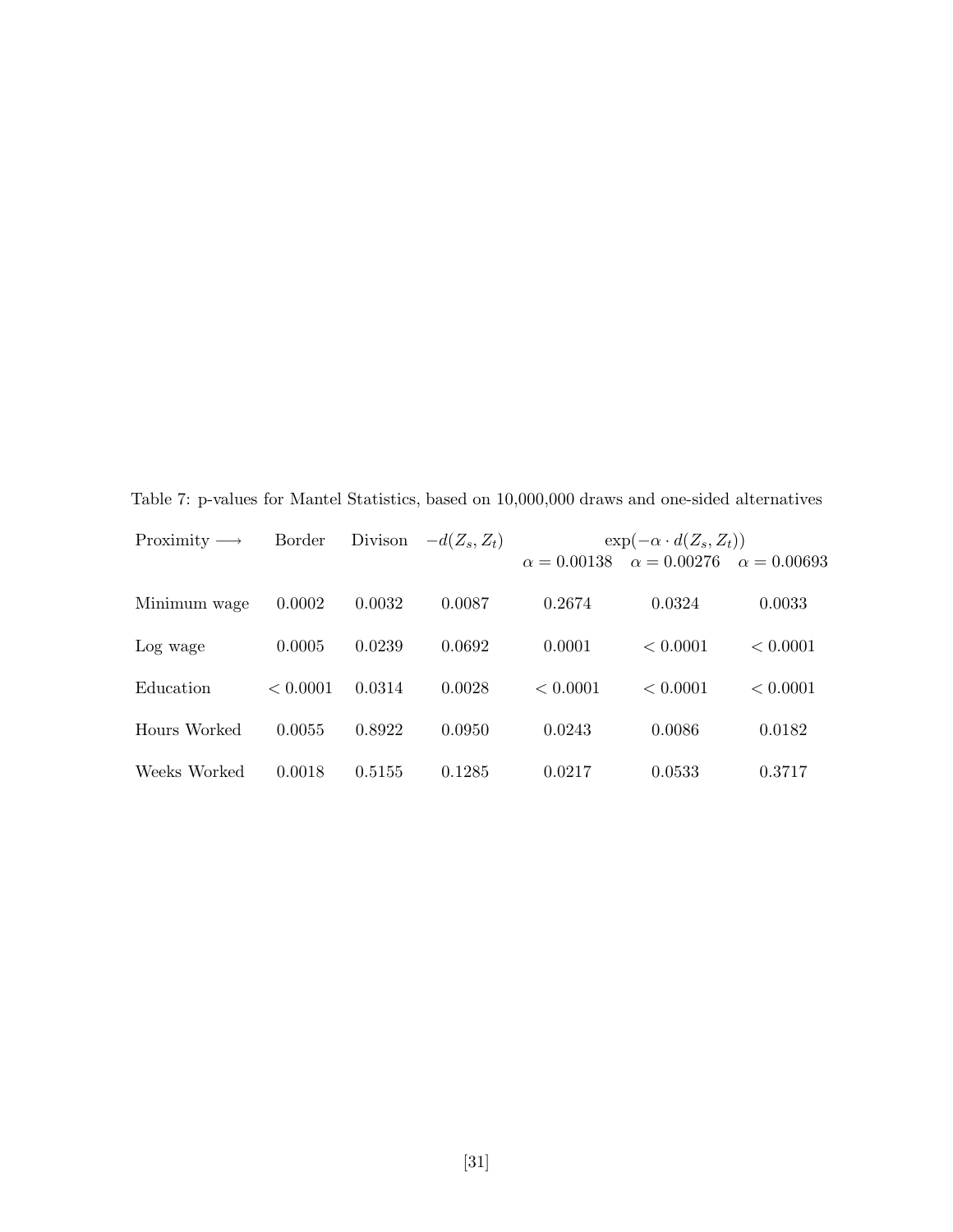Table 7: p-values for Mantel Statistics, based on 10,000,000 draws and one-sided alternatives

| Proximity $\longrightarrow$ | Border | Divison | $-d(Z_s, Z_t)$ | $\exp(-\alpha \cdot d(Z_s, Z_t))$ | | |
|---|---|---|---|---|---|---|
| | | | | $\alpha = 0.00138$ | $\alpha = 0.00276$ | $\alpha = 0.00693$ |
| Minimum wage | 0.0002 | 0.0032 | 0.0087 | 0.2674 | 0.0324 | 0.0033 |
| Log wage | 0.0005 | 0.0239 | 0.0692 | 0.0001 | $< 0.0001$ | $< 0.0001$ |
| Education | $< 0.0001$ | 0.0314 | 0.0028 | $< 0.0001$ | $< 0.0001$ | $< 0.0001$ |
| Hours Worked | 0.0055 | 0.8922 | 0.0950 | 0.0243 | 0.0086 | 0.0182 |
| Weeks Worked | 0.0018 | 0.5155 | 0.1285 | 0.0217 | 0.0533 | 0.3717 |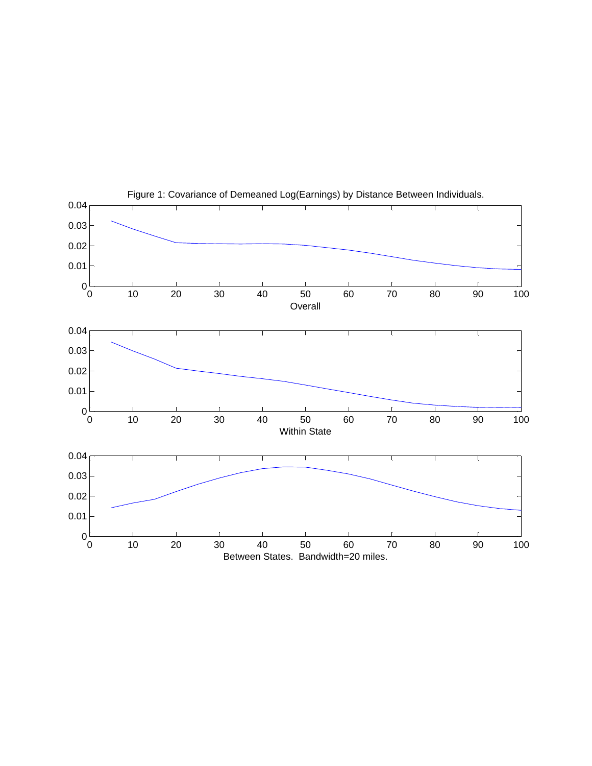Figure 1: Covariance of Demeaned Log(Earnings) by Distance Between Individuals.

Overall

Within State

Between States. Bandwidth=20 miles.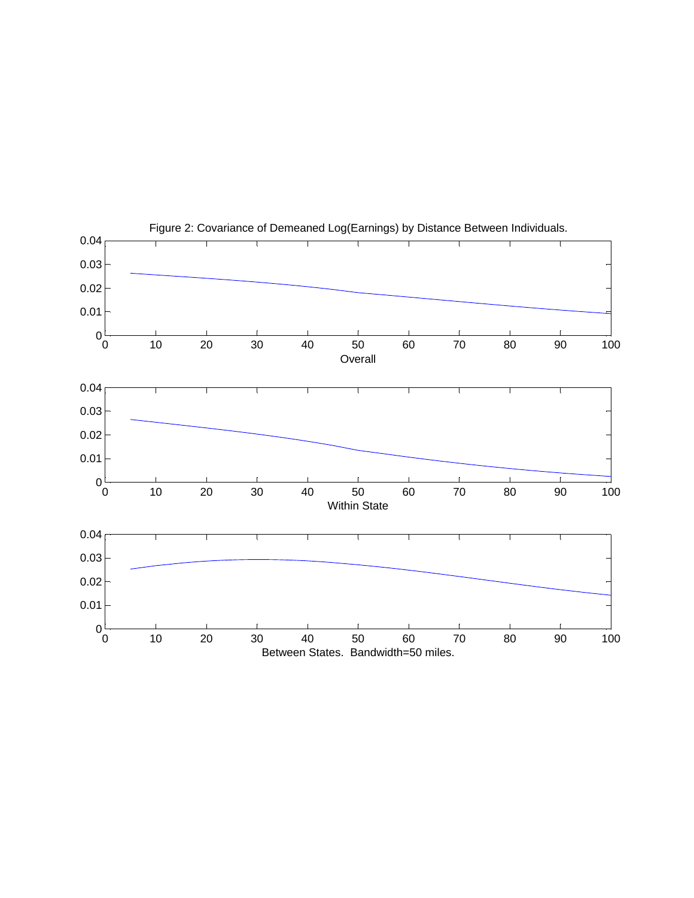Figure 2: Covariance of Demeaned Log(Earnings) by Distance Between Individuals.

0.04
0.03
0.02
0.01
0
0 10 20 30 40 50 60 70 80 90 100
Overall

0.04
0.03
0.02
0.01
0
0 10 20 30 40 50 60 70 80 90 100
Within State

0.04
0.03
0.02
0.01
0
0 10 20 30 40 50 60 70 80 90 100
Between States. Bandwidth=50 miles.